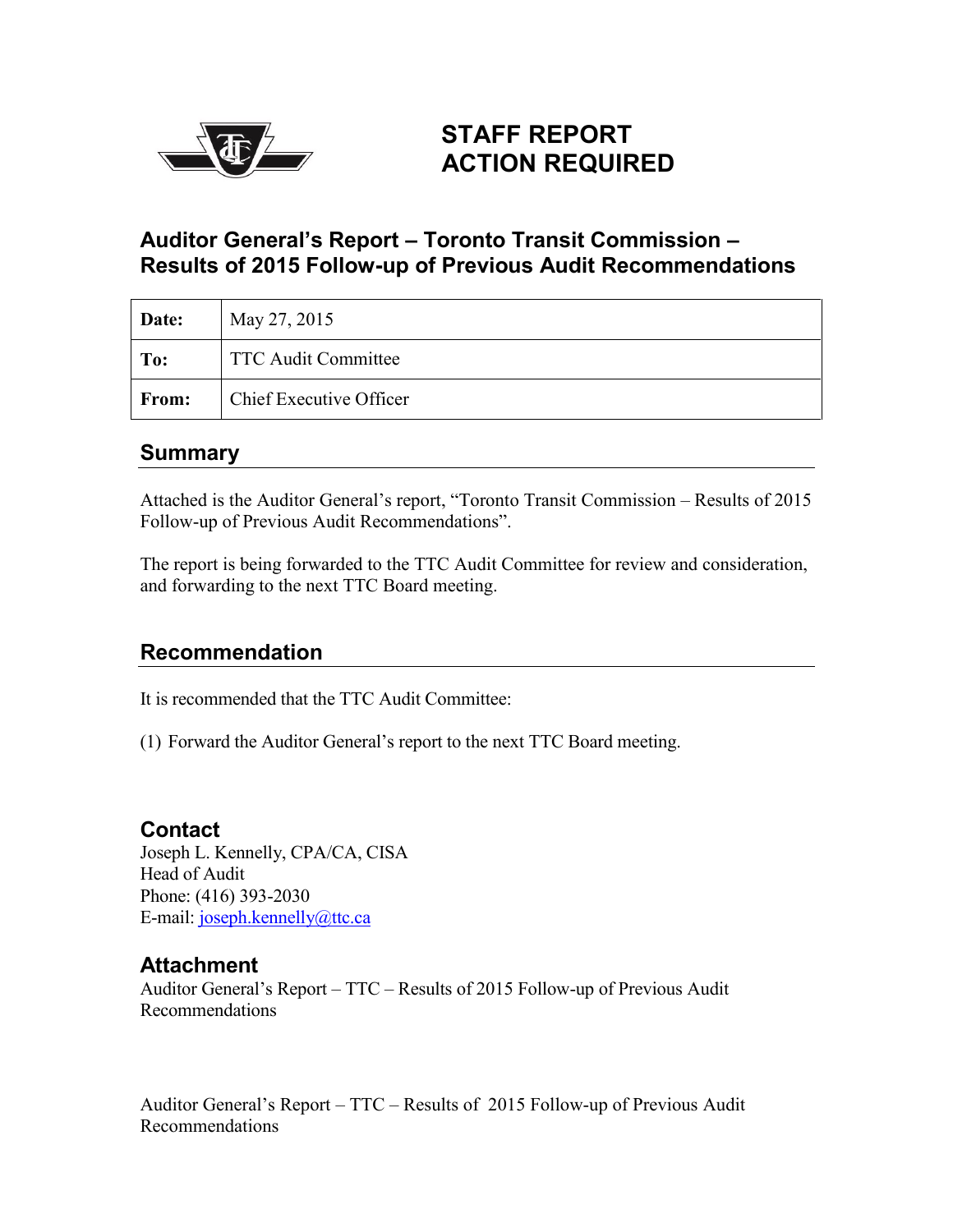# STAFF REPORT ACTION REQUIRED

## Auditor General's Report – Toronto Transit Commission – Results of 2015 Follow-up of Previous Audit Recommendations

| **Date:** | May 27, 2015 |
|---|---|
| **To:** | TTC Audit Committee |
| **From:** | Chief Executive Officer |

## Summary

Attached is the Auditor General's report, "Toronto Transit Commission – Results of 2015 Follow-up of Previous Audit Recommendations".

The report is being forwarded to the TTC Audit Committee for review and consideration, and forwarding to the next TTC Board meeting.

## Recommendation

It is recommended that the TTC Audit Committee:

(1) Forward the Auditor General's report to the next TTC Board meeting.

## Contact

Joseph L. Kennelly, CPA/CA, CISA
Head of Audit
Phone: (416) 393-2030
E-mail: joseph.kennelly@ttc.ca

## Attachment

Auditor General's Report – TTC – Results of 2015 Follow-up of Previous Audit Recommendations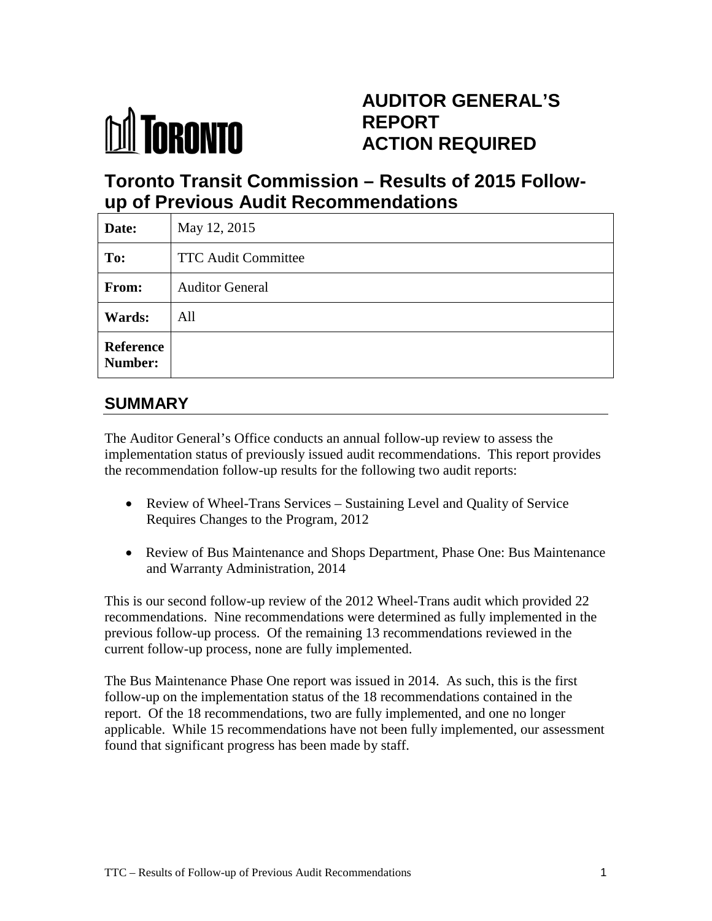**TORONTO**

# AUDITOR GENERAL'S REPORT ACTION REQUIRED

## Toronto Transit Commission – Results of 2015 Follow-up of Previous Audit Recommendations

| **Date:** | May 12, 2015 |
|---|---|
| **To:** | TTC Audit Committee |
| **From:** | Auditor General |
| **Wards:** | All |
| **Reference Number:** | |

## SUMMARY

The Auditor General's Office conducts an annual follow-up review to assess the implementation status of previously issued audit recommendations. This report provides the recommendation follow-up results for the following two audit reports:

- Review of Wheel-Trans Services – Sustaining Level and Quality of Service Requires Changes to the Program, 2012
- Review of Bus Maintenance and Shops Department, Phase One: Bus Maintenance and Warranty Administration, 2014

This is our second follow-up review of the 2012 Wheel-Trans audit which provided 22 recommendations. Nine recommendations were determined as fully implemented in the previous follow-up process. Of the remaining 13 recommendations reviewed in the current follow-up process, none are fully implemented.

The Bus Maintenance Phase One report was issued in 2014. As such, this is the first follow-up on the implementation status of the 18 recommendations contained in the report. Of the 18 recommendations, two are fully implemented, and one no longer applicable. While 15 recommendations have not been fully implemented, our assessment found that significant progress has been made by staff.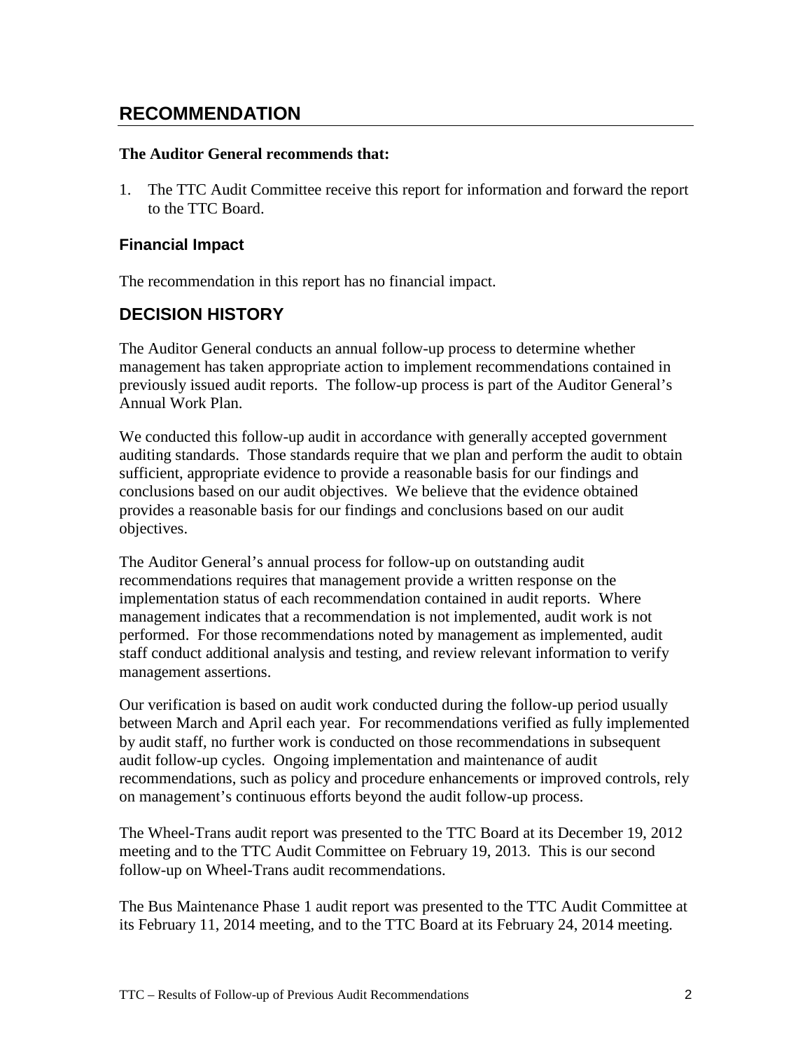## RECOMMENDATION

**The Auditor General recommends that:**

1. The TTC Audit Committee receive this report for information and forward the report to the TTC Board.

### Financial Impact

The recommendation in this report has no financial impact.

## DECISION HISTORY

The Auditor General conducts an annual follow-up process to determine whether management has taken appropriate action to implement recommendations contained in previously issued audit reports. The follow-up process is part of the Auditor General's Annual Work Plan.

We conducted this follow-up audit in accordance with generally accepted government auditing standards. Those standards require that we plan and perform the audit to obtain sufficient, appropriate evidence to provide a reasonable basis for our findings and conclusions based on our audit objectives. We believe that the evidence obtained provides a reasonable basis for our findings and conclusions based on our audit objectives.

The Auditor General's annual process for follow-up on outstanding audit recommendations requires that management provide a written response on the implementation status of each recommendation contained in audit reports. Where management indicates that a recommendation is not implemented, audit work is not performed. For those recommendations noted by management as implemented, audit staff conduct additional analysis and testing, and review relevant information to verify management assertions.

Our verification is based on audit work conducted during the follow-up period usually between March and April each year. For recommendations verified as fully implemented by audit staff, no further work is conducted on those recommendations in subsequent audit follow-up cycles. Ongoing implementation and maintenance of audit recommendations, such as policy and procedure enhancements or improved controls, rely on management's continuous efforts beyond the audit follow-up process.

The Wheel-Trans audit report was presented to the TTC Board at its December 19, 2012 meeting and to the TTC Audit Committee on February 19, 2013. This is our second follow-up on Wheel-Trans audit recommendations.

The Bus Maintenance Phase 1 audit report was presented to the TTC Audit Committee at its February 11, 2014 meeting, and to the TTC Board at its February 24, 2014 meeting.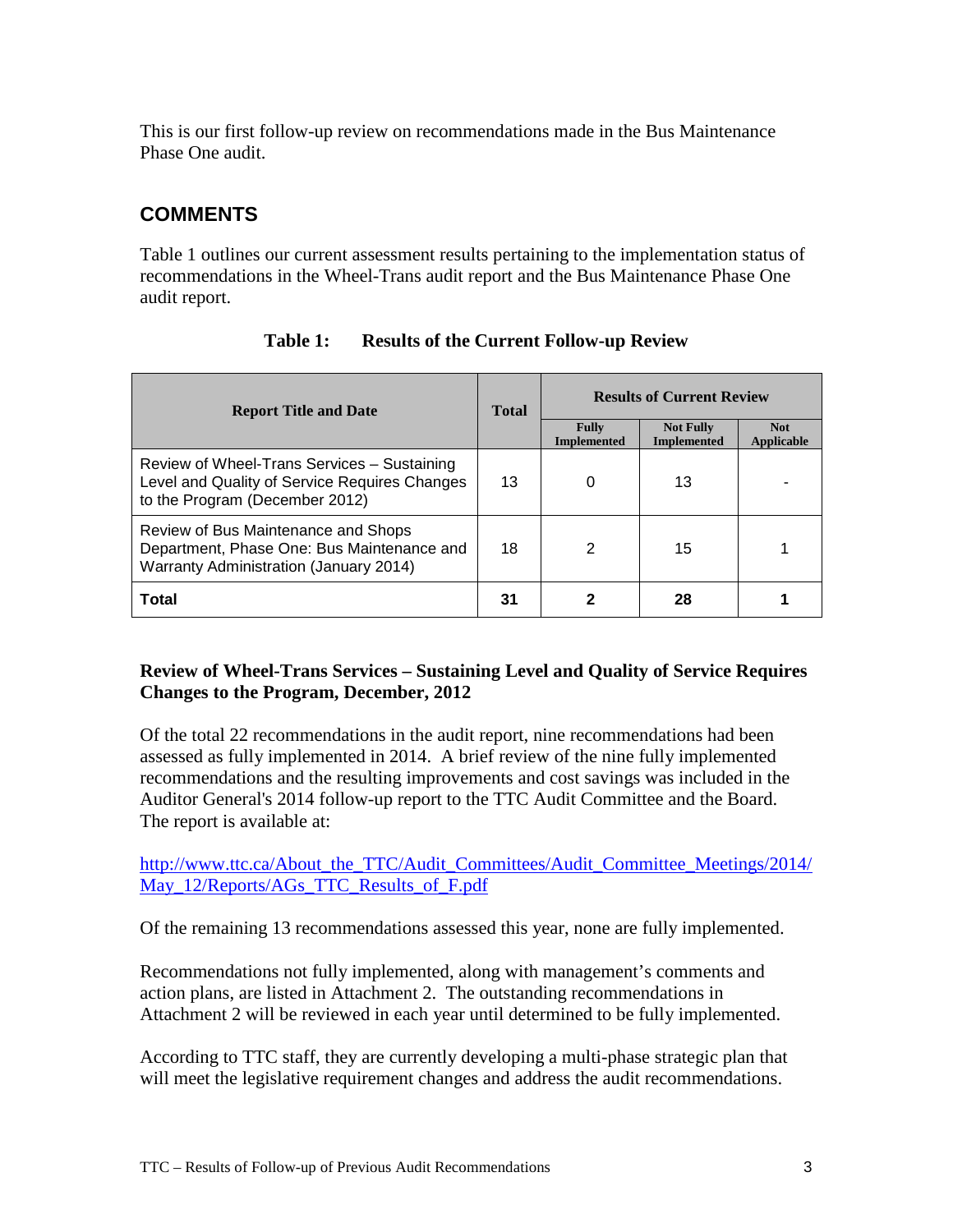This is our first follow-up review on recommendations made in the Bus Maintenance Phase One audit.

## COMMENTS

Table 1 outlines our current assessment results pertaining to the implementation status of recommendations in the Wheel-Trans audit report and the Bus Maintenance Phase One audit report.

**Table 1: Results of the Current Follow-up Review**

| Report Title and Date | Total | Results of Current Review | | |
|---|---|---|---|---|
| | | Fully Implemented | Not Fully Implemented | Not Applicable |
| Review of Wheel-Trans Services – Sustaining Level and Quality of Service Requires Changes to the Program (December 2012) | 13 | 0 | 13 | - |
| Review of Bus Maintenance and Shops Department, Phase One: Bus Maintenance and Warranty Administration (January 2014) | 18 | 2 | 15 | 1 |
| **Total** | **31** | **2** | **28** | **1** |

**Review of Wheel-Trans Services – Sustaining Level and Quality of Service Requires Changes to the Program, December, 2012**

Of the total 22 recommendations in the audit report, nine recommendations had been assessed as fully implemented in 2014. A brief review of the nine fully implemented recommendations and the resulting improvements and cost savings was included in the Auditor General's 2014 follow-up report to the TTC Audit Committee and the Board. The report is available at:

http://www.ttc.ca/About_the_TTC/Audit_Committees/Audit_Committee_Meetings/2014/May_12/Reports/AGs_TTC_Results_of_F.pdf

Of the remaining 13 recommendations assessed this year, none are fully implemented.

Recommendations not fully implemented, along with management's comments and action plans, are listed in Attachment 2. The outstanding recommendations in Attachment 2 will be reviewed in each year until determined to be fully implemented.

According to TTC staff, they are currently developing a multi-phase strategic plan that will meet the legislative requirement changes and address the audit recommendations.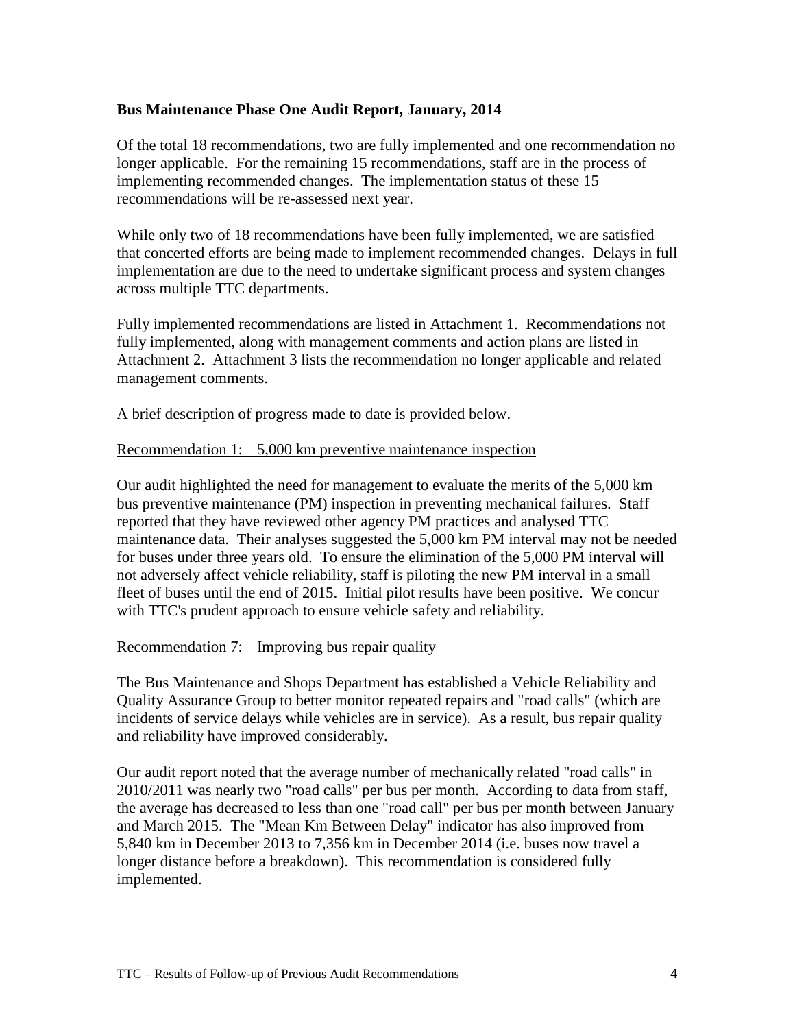### Bus Maintenance Phase One Audit Report, January, 2014

Of the total 18 recommendations, two are fully implemented and one recommendation no longer applicable. For the remaining 15 recommendations, staff are in the process of implementing recommended changes. The implementation status of these 15 recommendations will be re-assessed next year.

While only two of 18 recommendations have been fully implemented, we are satisfied that concerted efforts are being made to implement recommended changes. Delays in full implementation are due to the need to undertake significant process and system changes across multiple TTC departments.

Fully implemented recommendations are listed in Attachment 1. Recommendations not fully implemented, along with management comments and action plans are listed in Attachment 2. Attachment 3 lists the recommendation no longer applicable and related management comments.

A brief description of progress made to date is provided below.

<u>Recommendation 1: 5,000 km preventive maintenance inspection</u>

Our audit highlighted the need for management to evaluate the merits of the 5,000 km bus preventive maintenance (PM) inspection in preventing mechanical failures. Staff reported that they have reviewed other agency PM practices and analysed TTC maintenance data. Their analyses suggested the 5,000 km PM interval may not be needed for buses under three years old. To ensure the elimination of the 5,000 PM interval will not adversely affect vehicle reliability, staff is piloting the new PM interval in a small fleet of buses until the end of 2015. Initial pilot results have been positive. We concur with TTC's prudent approach to ensure vehicle safety and reliability.

<u>Recommendation 7: Improving bus repair quality</u>

The Bus Maintenance and Shops Department has established a Vehicle Reliability and Quality Assurance Group to better monitor repeated repairs and "road calls" (which are incidents of service delays while vehicles are in service). As a result, bus repair quality and reliability have improved considerably.

Our audit report noted that the average number of mechanically related "road calls" in 2010/2011 was nearly two "road calls" per bus per month. According to data from staff, the average has decreased to less than one "road call" per bus per month between January and March 2015. The "Mean Km Between Delay" indicator has also improved from 5,840 km in December 2013 to 7,356 km in December 2014 (i.e. buses now travel a longer distance before a breakdown). This recommendation is considered fully implemented.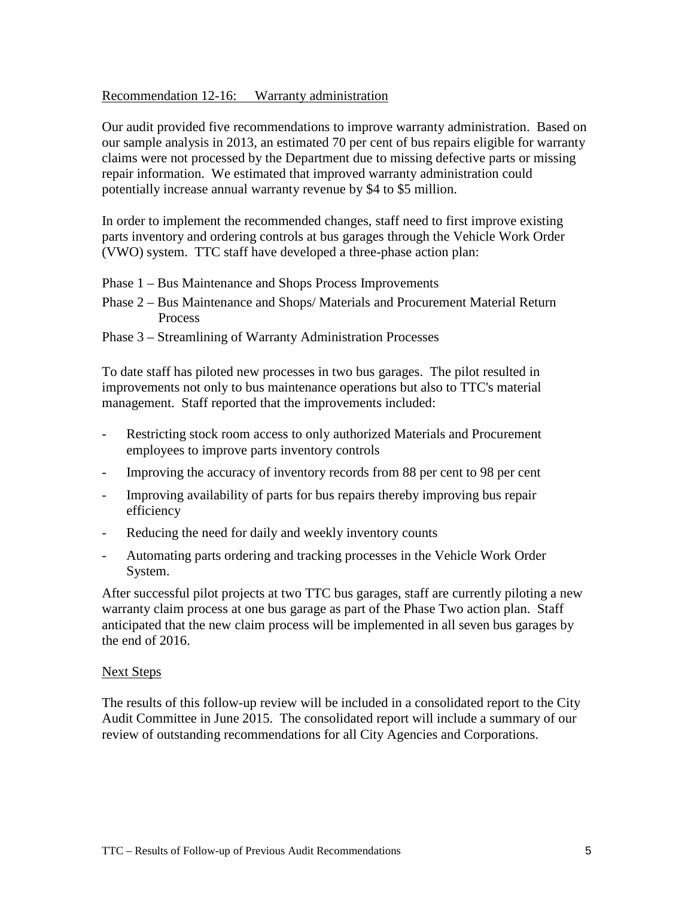Recommendation 12-16: Warranty administration

Our audit provided five recommendations to improve warranty administration. Based on our sample analysis in 2013, an estimated 70 per cent of bus repairs eligible for warranty claims were not processed by the Department due to missing defective parts or missing repair information. We estimated that improved warranty administration could potentially increase annual warranty revenue by $4 to $5 million.

In order to implement the recommended changes, staff need to first improve existing parts inventory and ordering controls at bus garages through the Vehicle Work Order (VWO) system. TTC staff have developed a three-phase action plan:

Phase 1 – Bus Maintenance and Shops Process Improvements

Phase 2 – Bus Maintenance and Shops/ Materials and Procurement Material Return Process

Phase 3 – Streamlining of Warranty Administration Processes

To date staff has piloted new processes in two bus garages. The pilot resulted in improvements not only to bus maintenance operations but also to TTC's material management. Staff reported that the improvements included:

- Restricting stock room access to only authorized Materials and Procurement employees to improve parts inventory controls
- Improving the accuracy of inventory records from 88 per cent to 98 per cent
- Improving availability of parts for bus repairs thereby improving bus repair efficiency
- Reducing the need for daily and weekly inventory counts
- Automating parts ordering and tracking processes in the Vehicle Work Order System.

After successful pilot projects at two TTC bus garages, staff are currently piloting a new warranty claim process at one bus garage as part of the Phase Two action plan. Staff anticipated that the new claim process will be implemented in all seven bus garages by the end of 2016.

Next Steps

The results of this follow-up review will be included in a consolidated report to the City Audit Committee in June 2015. The consolidated report will include a summary of our review of outstanding recommendations for all City Agencies and Corporations.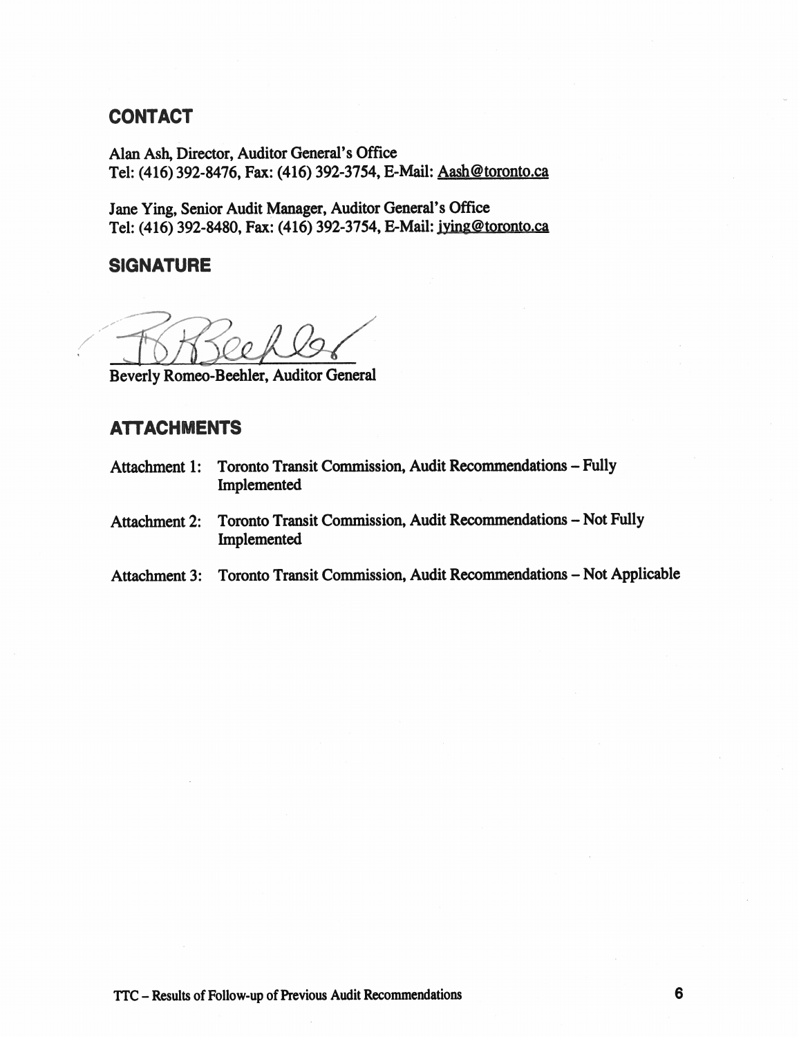## CONTACT

Alan Ash, Director, Auditor General's Office
Tel: (416) 392-8476, Fax: (416) 392-3754, E-Mail: Aash@toronto.ca

Jane Ying, Senior Audit Manager, Auditor General's Office
Tel: (416) 392-8480, Fax: (416) 392-3754, E-Mail: jying@toronto.ca

## SIGNATURE

Beverly Romeo-Beehler, Auditor General

## ATTACHMENTS

Attachment 1: Toronto Transit Commission, Audit Recommendations – Fully Implemented

Attachment 2: Toronto Transit Commission, Audit Recommendations – Not Fully Implemented

Attachment 3: Toronto Transit Commission, Audit Recommendations – Not Applicable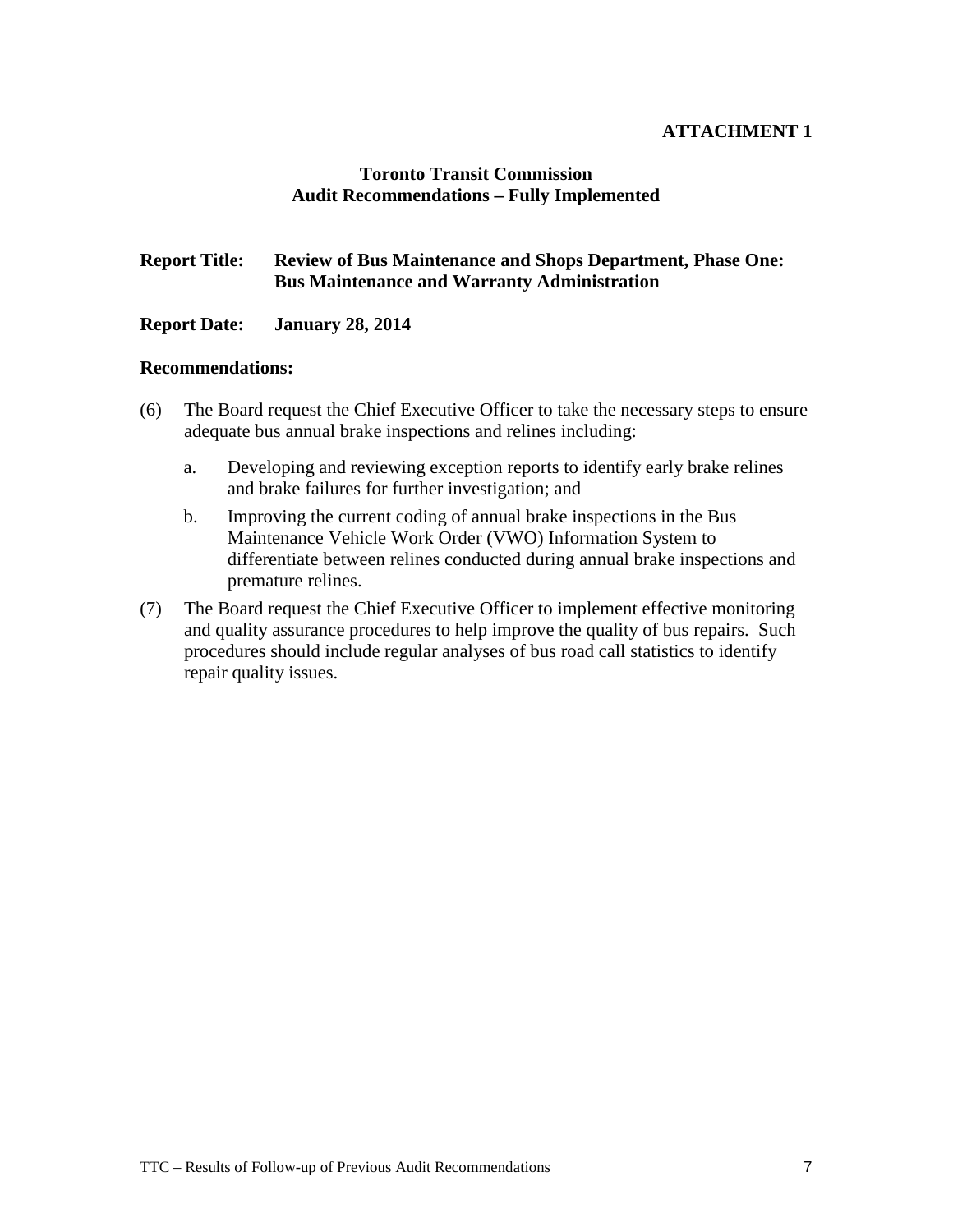**ATTACHMENT 1**

**Toronto Transit Commission**
**Audit Recommendations – Fully Implemented**

**Report Title:** **Review of Bus Maintenance and Shops Department, Phase One: Bus Maintenance and Warranty Administration**

**Report Date:** **January 28, 2014**

**Recommendations:**

(6) The Board request the Chief Executive Officer to take the necessary steps to ensure adequate bus annual brake inspections and relines including:

   a. Developing and reviewing exception reports to identify early brake relines and brake failures for further investigation; and

   b. Improving the current coding of annual brake inspections in the Bus Maintenance Vehicle Work Order (VWO) Information System to differentiate between relines conducted during annual brake inspections and premature relines.

(7) The Board request the Chief Executive Officer to implement effective monitoring and quality assurance procedures to help improve the quality of bus repairs. Such procedures should include regular analyses of bus road call statistics to identify repair quality issues.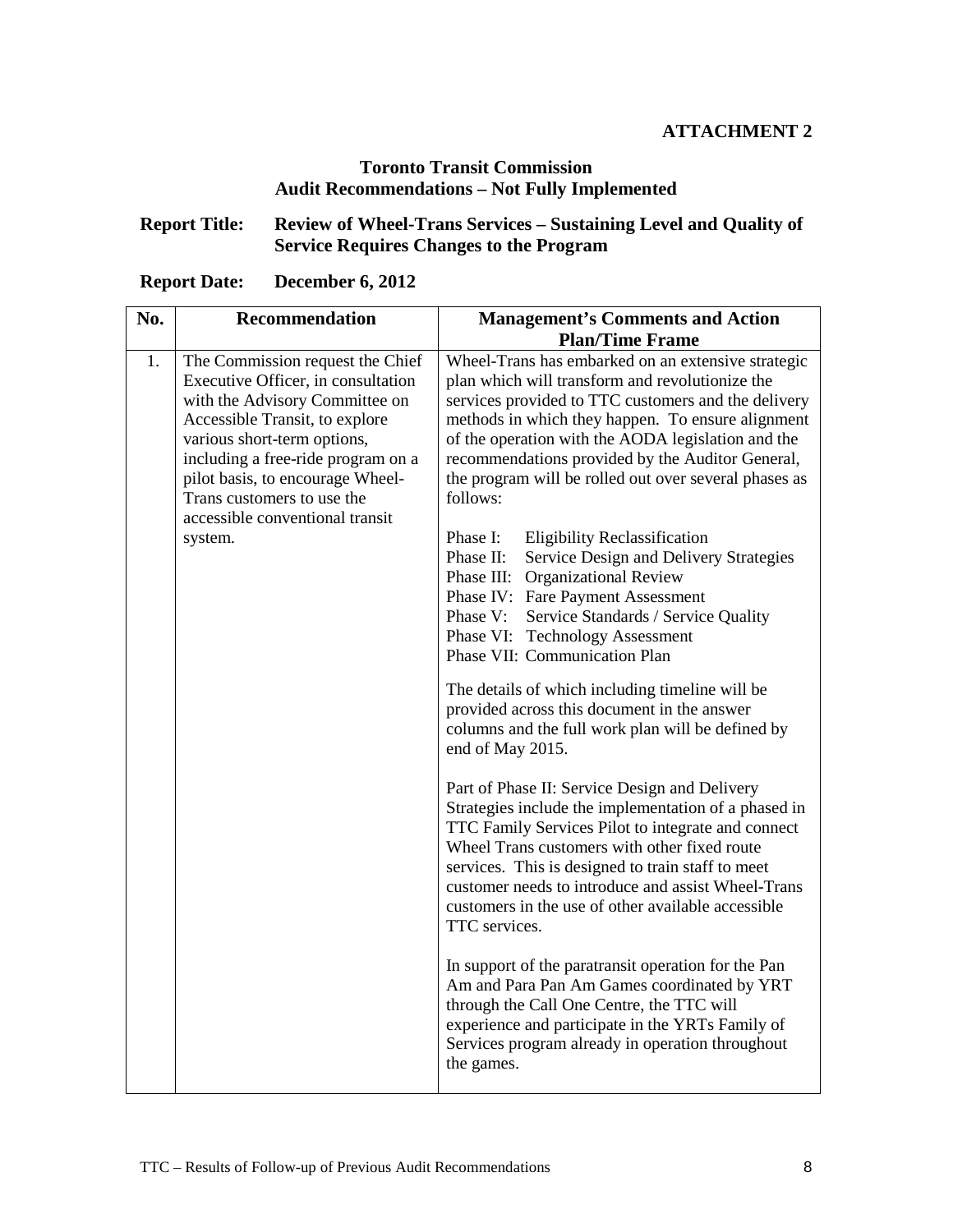**ATTACHMENT 2**

**Toronto Transit Commission**
**Audit Recommendations – Not Fully Implemented**

**Report Title: Review of Wheel-Trans Services – Sustaining Level and Quality of Service Requires Changes to the Program**

**Report Date: December 6, 2012**

| No. | Recommendation | Management's Comments and Action Plan/Time Frame |
|---|---|---|
| 1. | The Commission request the Chief Executive Officer, in consultation with the Advisory Committee on Accessible Transit, to explore various short-term options, including a free-ride program on a pilot basis, to encourage Wheel-Trans customers to use the accessible conventional transit system. | Wheel-Trans has embarked on an extensive strategic plan which will transform and revolutionize the services provided to TTC customers and the delivery methods in which they happen. To ensure alignment of the operation with the AODA legislation and the recommendations provided by the Auditor General, the program will be rolled out over several phases as follows:<br><br>Phase I: Eligibility Reclassification<br>Phase II: Service Design and Delivery Strategies<br>Phase III: Organizational Review<br>Phase IV: Fare Payment Assessment<br>Phase V: Service Standards / Service Quality<br>Phase VI: Technology Assessment<br>Phase VII: Communication Plan<br><br>The details of which including timeline will be provided across this document in the answer columns and the full work plan will be defined by end of May 2015.<br><br>Part of Phase II: Service Design and Delivery Strategies include the implementation of a phased in TTC Family Services Pilot to integrate and connect Wheel Trans customers with other fixed route services. This is designed to train staff to meet customer needs to introduce and assist Wheel-Trans customers in the use of other available accessible TTC services.<br><br>In support of the paratransit operation for the Pan Am and Para Pan Am Games coordinated by YRT through the Call One Centre, the TTC will experience and participate in the YRTs Family of Services program already in operation throughout the games. |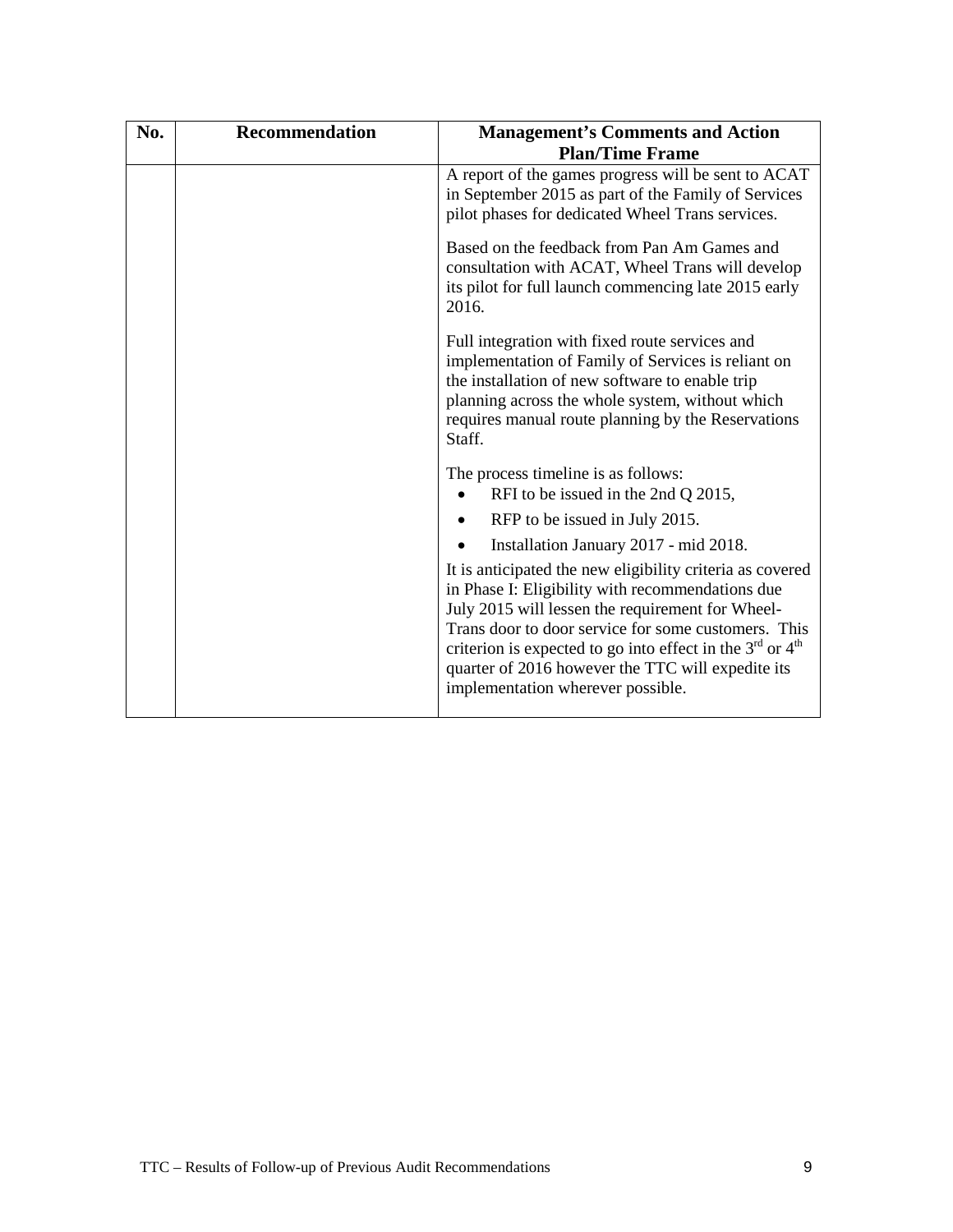| No. | Recommendation | Management's Comments and Action Plan/Time Frame |
|---|---|---|
| | | A report of the games progress will be sent to ACAT in September 2015 as part of the Family of Services pilot phases for dedicated Wheel Trans services.<br><br>Based on the feedback from Pan Am Games and consultation with ACAT, Wheel Trans will develop its pilot for full launch commencing late 2015 early 2016.<br><br>Full integration with fixed route services and implementation of Family of Services is reliant on the installation of new software to enable trip planning across the whole system, without which requires manual route planning by the Reservations Staff.<br><br>The process timeline is as follows:<br>• RFI to be issued in the 2nd Q 2015,<br>• RFP to be issued in July 2015.<br>• Installation January 2017 - mid 2018.<br><br>It is anticipated the new eligibility criteria as covered in Phase I: Eligibility with recommendations due July 2015 will lessen the requirement for Wheel-Trans door to door service for some customers. This criterion is expected to go into effect in the 3rd or 4th quarter of 2016 however the TTC will expedite its implementation wherever possible. |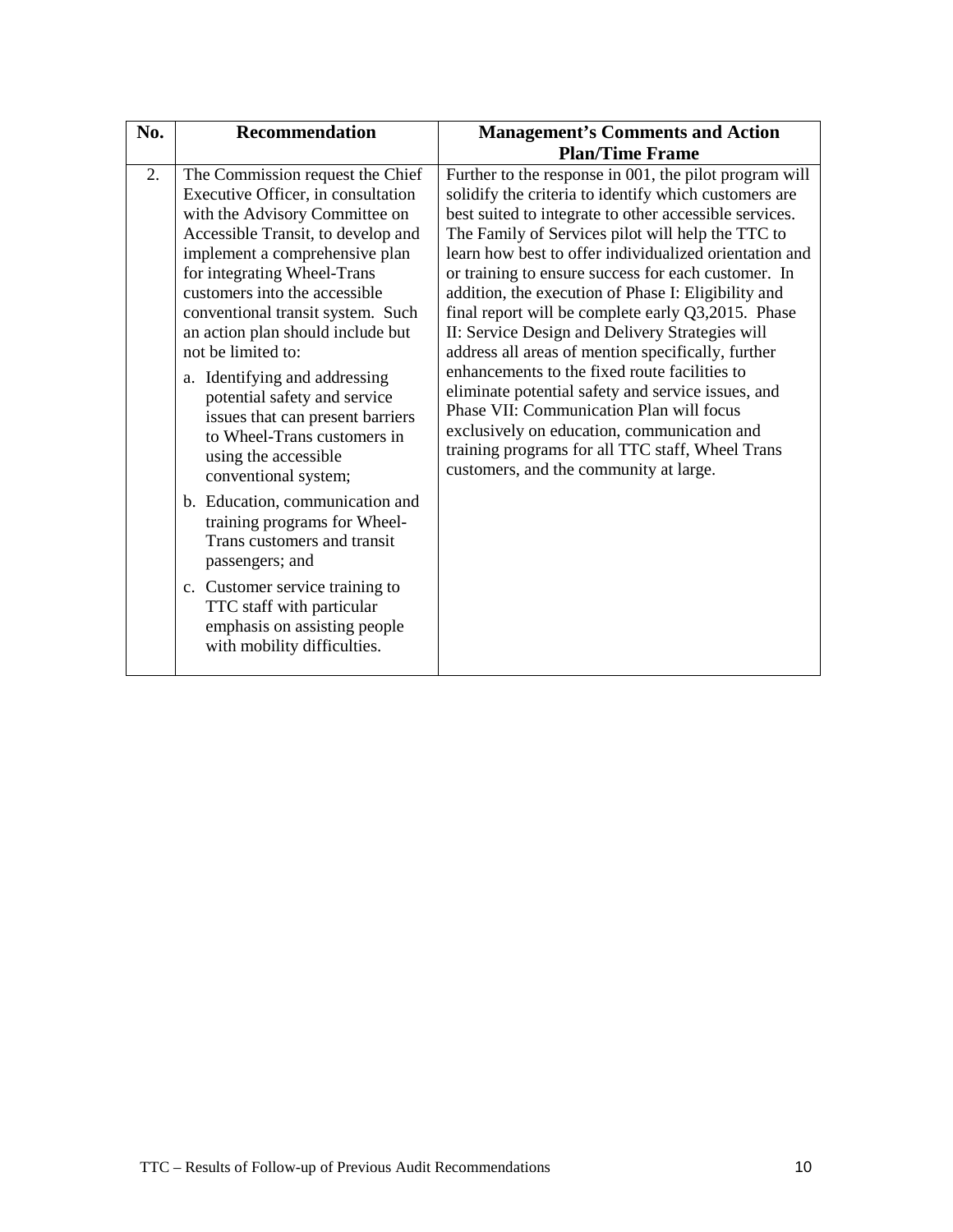| No. | Recommendation | Management's Comments and Action Plan/Time Frame |
|---|---|---|
| 2. | The Commission request the Chief Executive Officer, in consultation with the Advisory Committee on Accessible Transit, to develop and implement a comprehensive plan for integrating Wheel-Trans customers into the accessible conventional transit system. Such an action plan should include but not be limited to:<br><br>a. Identifying and addressing potential safety and service issues that can present barriers to Wheel-Trans customers in using the accessible conventional system;<br><br>b. Education, communication and training programs for Wheel-Trans customers and transit passengers; and<br><br>c. Customer service training to TTC staff with particular emphasis on assisting people with mobility difficulties. | Further to the response in 001, the pilot program will solidify the criteria to identify which customers are best suited to integrate to other accessible services. The Family of Services pilot will help the TTC to learn how best to offer individualized orientation and or training to ensure success for each customer. In addition, the execution of Phase I: Eligibility and final report will be complete early Q3,2015. Phase II: Service Design and Delivery Strategies will address all areas of mention specifically, further enhancements to the fixed route facilities to eliminate potential safety and service issues, and Phase VII: Communication Plan will focus exclusively on education, communication and training programs for all TTC staff, Wheel Trans customers, and the community at large. |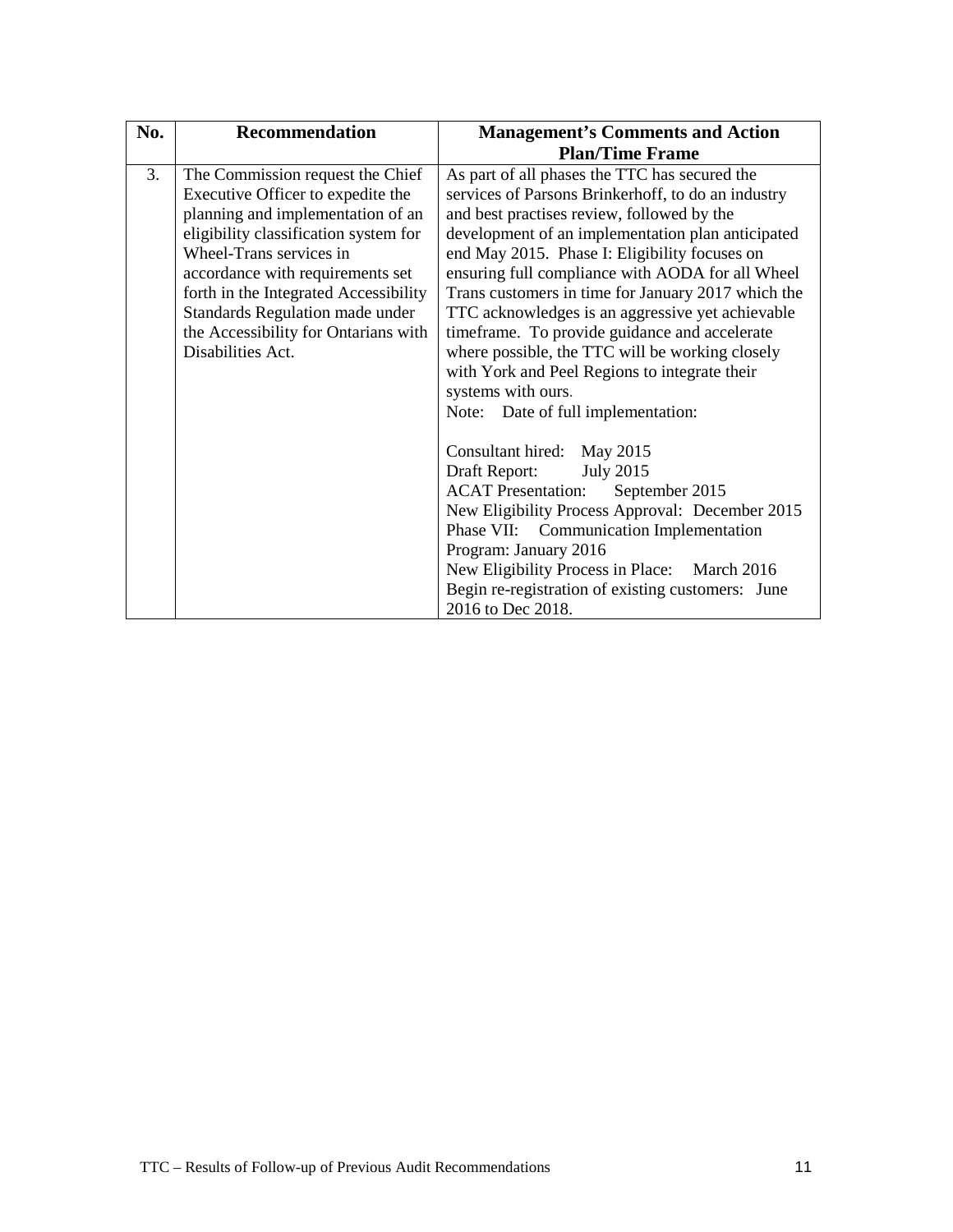| No. | Recommendation | Management's Comments and Action Plan/Time Frame |
|---|---|---|
| 3. | The Commission request the Chief Executive Officer to expedite the planning and implementation of an eligibility classification system for Wheel-Trans services in accordance with requirements set forth in the Integrated Accessibility Standards Regulation made under the Accessibility for Ontarians with Disabilities Act. | As part of all phases the TTC has secured the services of Parsons Brinkerhoff, to do an industry and best practises review, followed by the development of an implementation plan anticipated end May 2015. Phase I: Eligibility focuses on ensuring full compliance with AODA for all Wheel Trans customers in time for January 2017 which the TTC acknowledges is an aggressive yet achievable timeframe. To provide guidance and accelerate where possible, the TTC will be working closely with York and Peel Regions to integrate their systems with ours.<br>Note: Date of full implementation:<br><br>Consultant hired: May 2015<br>Draft Report: July 2015<br>ACAT Presentation: September 2015<br>New Eligibility Process Approval: December 2015<br>Phase VII: Communication Implementation Program: January 2016<br>New Eligibility Process in Place: March 2016<br>Begin re-registration of existing customers: June 2016 to Dec 2018. |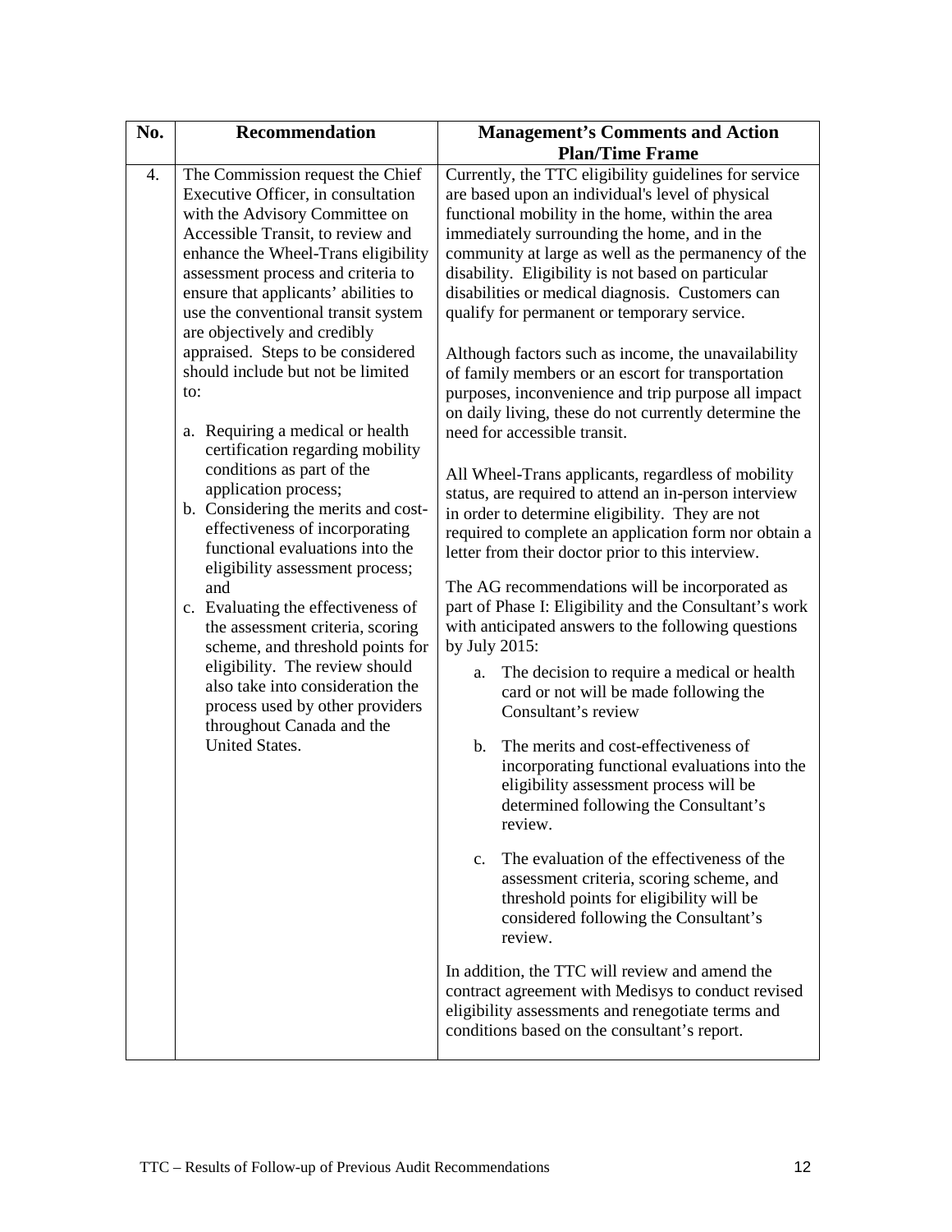| No. | Recommendation | Management's Comments and Action Plan/Time Frame |
| --- | --- | --- |
| 4. | The Commission request the Chief Executive Officer, in consultation with the Advisory Committee on Accessible Transit, to review and enhance the Wheel-Trans eligibility assessment process and criteria to ensure that applicants' abilities to use the conventional transit system are objectively and credibly appraised. Steps to be considered should include but not be limited to:<br><br>a. Requiring a medical or health certification regarding mobility conditions as part of the application process;<br>b. Considering the merits and cost-effectiveness of incorporating functional evaluations into the eligibility assessment process; and<br>c. Evaluating the effectiveness of the assessment criteria, scoring scheme, and threshold points for eligibility. The review should also take into consideration the process used by other providers throughout Canada and the United States. | Currently, the TTC eligibility guidelines for service are based upon an individual's level of physical functional mobility in the home, within the area immediately surrounding the home, and in the community at large as well as the permanency of the disability. Eligibility is not based on particular disabilities or medical diagnosis. Customers can qualify for permanent or temporary service.<br><br>Although factors such as income, the unavailability of family members or an escort for transportation purposes, inconvenience and trip purpose all impact on daily living, these do not currently determine the need for accessible transit.<br><br>All Wheel-Trans applicants, regardless of mobility status, are required to attend an in-person interview in order to determine eligibility. They are not required to complete an application form nor obtain a letter from their doctor prior to this interview.<br><br>The AG recommendations will be incorporated as part of Phase I: Eligibility and the Consultant's work with anticipated answers to the following questions by July 2015:<br><br>a. The decision to require a medical or health card or not will be made following the Consultant's review<br><br>b. The merits and cost-effectiveness of incorporating functional evaluations into the eligibility assessment process will be determined following the Consultant's review.<br><br>c. The evaluation of the effectiveness of the assessment criteria, scoring scheme, and threshold points for eligibility will be considered following the Consultant's review.<br><br>In addition, the TTC will review and amend the contract agreement with Medisys to conduct revised eligibility assessments and renegotiate terms and conditions based on the consultant's report. |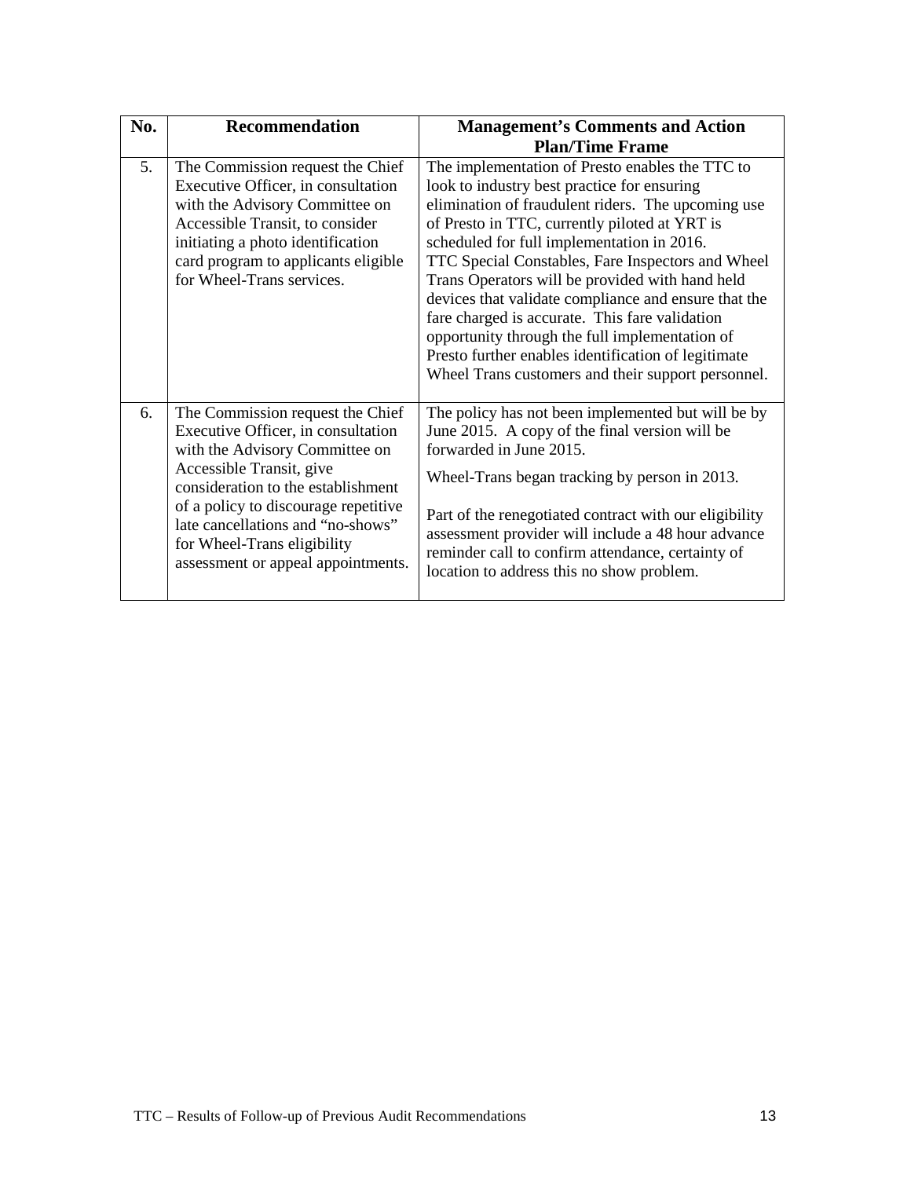| No. | Recommendation | Management's Comments and Action Plan/Time Frame |
|---|---|---|
| 5. | The Commission request the Chief Executive Officer, in consultation with the Advisory Committee on Accessible Transit, to consider initiating a photo identification card program to applicants eligible for Wheel-Trans services. | The implementation of Presto enables the TTC to look to industry best practice for ensuring elimination of fraudulent riders. The upcoming use of Presto in TTC, currently piloted at YRT is scheduled for full implementation in 2016. TTC Special Constables, Fare Inspectors and Wheel Trans Operators will be provided with hand held devices that validate compliance and ensure that the fare charged is accurate. This fare validation opportunity through the full implementation of Presto further enables identification of legitimate Wheel Trans customers and their support personnel. |
| 6. | The Commission request the Chief Executive Officer, in consultation with the Advisory Committee on Accessible Transit, give consideration to the establishment of a policy to discourage repetitive late cancellations and "no-shows" for Wheel-Trans eligibility assessment or appeal appointments. | The policy has not been implemented but will be by June 2015. A copy of the final version will be forwarded in June 2015.<br><br>Wheel-Trans began tracking by person in 2013.<br><br>Part of the renegotiated contract with our eligibility assessment provider will include a 48 hour advance reminder call to confirm attendance, certainty of location to address this no show problem. |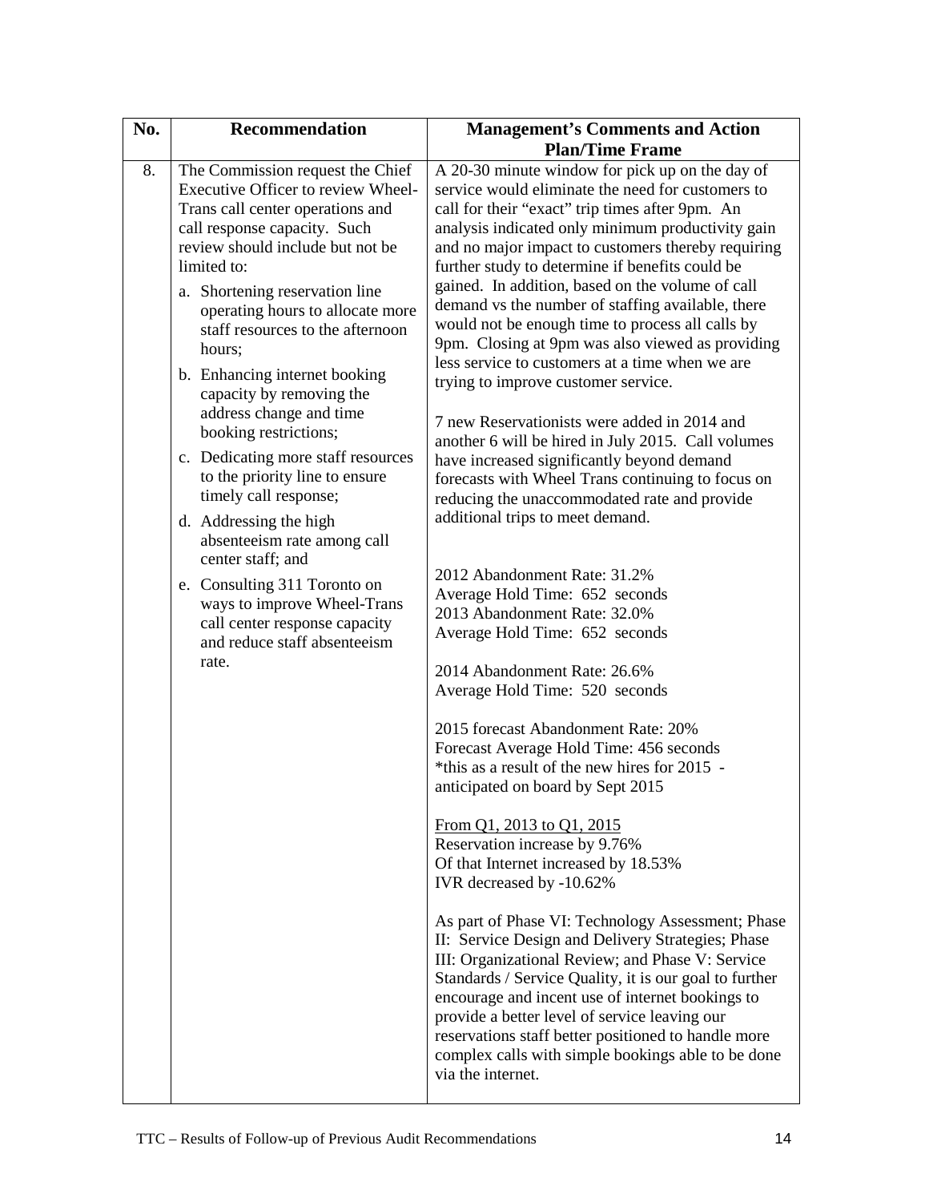| No. | Recommendation | Management's Comments and Action Plan/Time Frame |
|---|---|---|
| 8. | The Commission request the Chief Executive Officer to review Wheel-Trans call center operations and call response capacity. Such review should include but not be limited to:<br><br>a. Shortening reservation line operating hours to allocate more staff resources to the afternoon hours;<br><br>b. Enhancing internet booking capacity by removing the address change and time booking restrictions;<br><br>c. Dedicating more staff resources to the priority line to ensure timely call response;<br><br>d. Addressing the high absenteeism rate among call center staff; and<br><br>e. Consulting 311 Toronto on ways to improve Wheel-Trans call center response capacity and reduce staff absenteeism rate. | A 20-30 minute window for pick up on the day of service would eliminate the need for customers to call for their "exact" trip times after 9pm. An analysis indicated only minimum productivity gain and no major impact to customers thereby requiring further study to determine if benefits could be gained. In addition, based on the volume of call demand vs the number of staffing available, there would not be enough time to process all calls by 9pm. Closing at 9pm was also viewed as providing less service to customers at a time when we are trying to improve customer service.<br><br>7 new Reservationists were added in 2014 and another 6 will be hired in July 2015. Call volumes have increased significantly beyond demand forecasts with Wheel Trans continuing to focus on reducing the unaccommodated rate and provide additional trips to meet demand.<br><br>2012 Abandonment Rate: 31.2%<br>Average Hold Time: 652 seconds<br>2013 Abandonment Rate: 32.0%<br>Average Hold Time: 652 seconds<br><br>2014 Abandonment Rate: 26.6%<br>Average Hold Time: 520 seconds<br><br>2015 forecast Abandonment Rate: 20%<br>Forecast Average Hold Time: 456 seconds<br>*this as a result of the new hires for 2015 - anticipated on board by Sept 2015<br><br><u>From Q1, 2013 to Q1, 2015</u><br>Reservation increase by 9.76%<br>Of that Internet increased by 18.53%<br>IVR decreased by -10.62%<br><br>As part of Phase VI: Technology Assessment; Phase II: Service Design and Delivery Strategies; Phase III: Organizational Review; and Phase V: Service Standards / Service Quality, it is our goal to further encourage and incent use of internet bookings to provide a better level of service leaving our reservations staff better positioned to handle more complex calls with simple bookings able to be done via the internet. |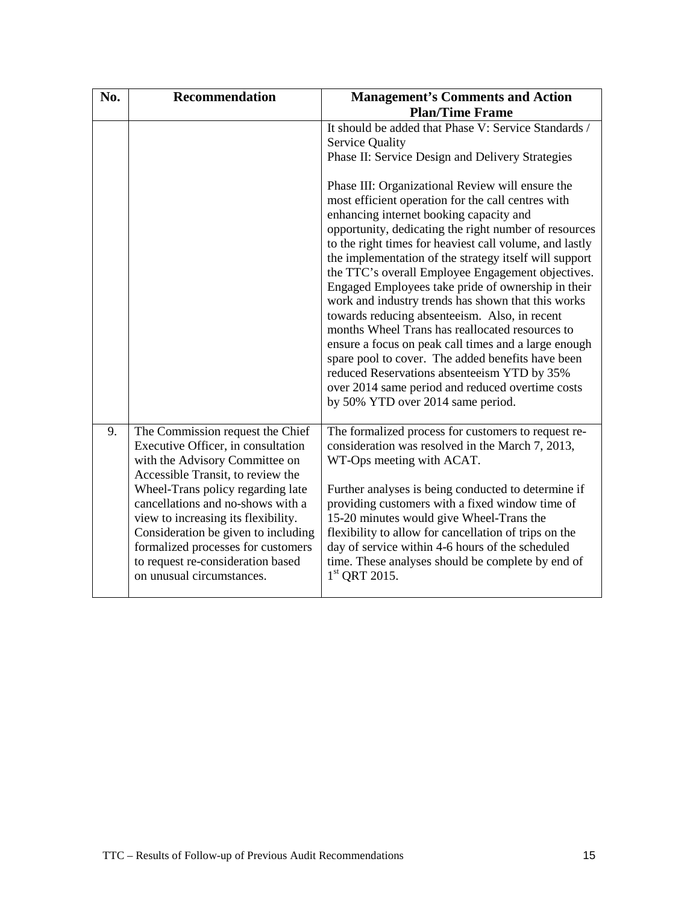| No. | Recommendation | Management's Comments and Action Plan/Time Frame |
|---|---|---|
| | | It should be added that Phase V: Service Standards / Service Quality<br>Phase II: Service Design and Delivery Strategies<br><br>Phase III: Organizational Review will ensure the most efficient operation for the call centres with enhancing internet booking capacity and opportunity, dedicating the right number of resources to the right times for heaviest call volume, and lastly the implementation of the strategy itself will support the TTC's overall Employee Engagement objectives. Engaged Employees take pride of ownership in their work and industry trends has shown that this works towards reducing absenteeism. Also, in recent months Wheel Trans has reallocated resources to ensure a focus on peak call times and a large enough spare pool to cover. The added benefits have been reduced Reservations absenteeism YTD by 35% over 2014 same period and reduced overtime costs by 50% YTD over 2014 same period. |
| 9. | The Commission request the Chief Executive Officer, in consultation with the Advisory Committee on Accessible Transit, to review the Wheel-Trans policy regarding late cancellations and no-shows with a view to increasing its flexibility. Consideration be given to including formalized processes for customers to request re-consideration based on unusual circumstances. | The formalized process for customers to request re-consideration was resolved in the March 7, 2013, WT-Ops meeting with ACAT.<br><br>Further analyses is being conducted to determine if providing customers with a fixed window time of 15-20 minutes would give Wheel-Trans the flexibility to allow for cancellation of trips on the day of service within 4-6 hours of the scheduled time. These analyses should be complete by end of 1st QRT 2015. |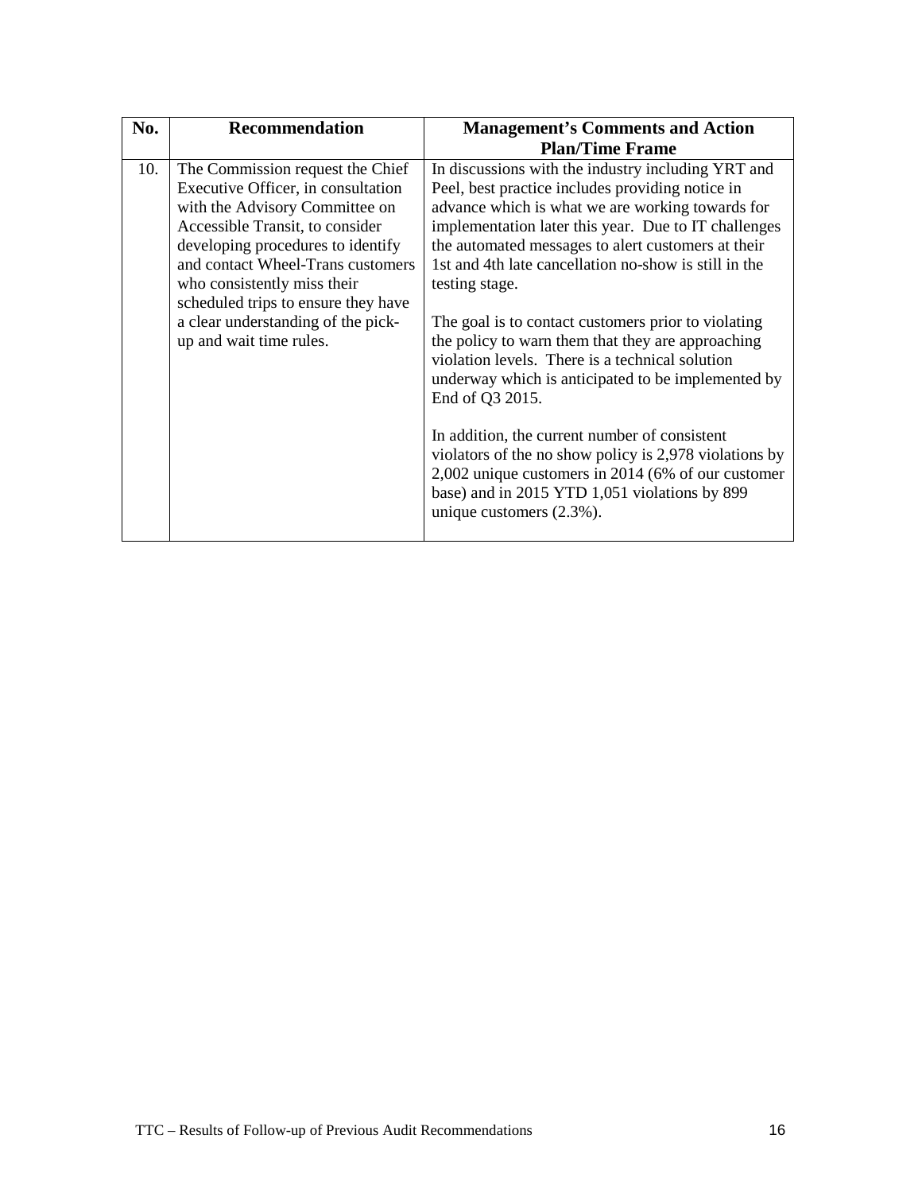| No. | Recommendation | Management's Comments and Action Plan/Time Frame |
|---|---|---|
| 10. | The Commission request the Chief Executive Officer, in consultation with the Advisory Committee on Accessible Transit, to consider developing procedures to identify and contact Wheel-Trans customers who consistently miss their scheduled trips to ensure they have a clear understanding of the pick-up and wait time rules. | In discussions with the industry including YRT and Peel, best practice includes providing notice in advance which is what we are working towards for implementation later this year. Due to IT challenges the automated messages to alert customers at their 1st and 4th late cancellation no-show is still in the testing stage.<br><br>The goal is to contact customers prior to violating the policy to warn them that they are approaching violation levels. There is a technical solution underway which is anticipated to be implemented by End of Q3 2015.<br><br>In addition, the current number of consistent violators of the no show policy is 2,978 violations by 2,002 unique customers in 2014 (6% of our customer base) and in 2015 YTD 1,051 violations by 899 unique customers (2.3%). |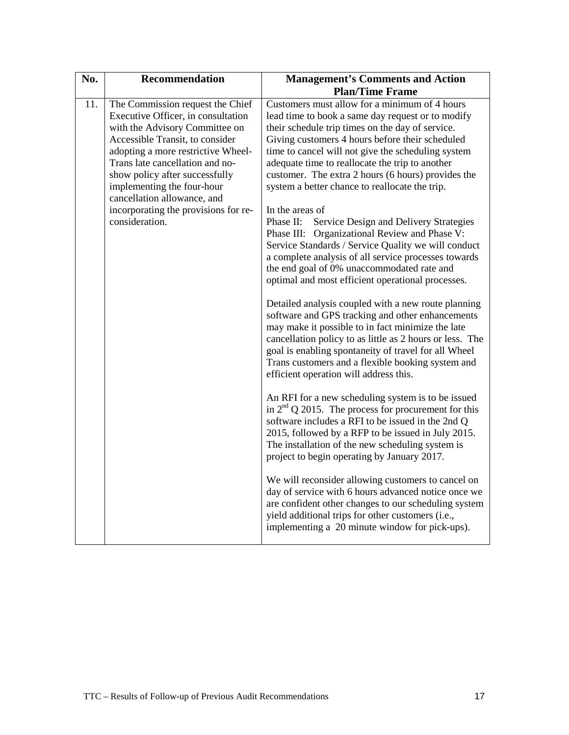| No. | Recommendation | Management's Comments and Action Plan/Time Frame |
|---|---|---|
| 11. | The Commission request the Chief Executive Officer, in consultation with the Advisory Committee on Accessible Transit, to consider adopting a more restrictive Wheel-Trans late cancellation and no-show policy after successfully implementing the four-hour cancellation allowance, and incorporating the provisions for re-consideration. | Customers must allow for a minimum of 4 hours lead time to book a same day request or to modify their schedule trip times on the day of service. Giving customers 4 hours before their scheduled time to cancel will not give the scheduling system adequate time to reallocate the trip to another customer. The extra 2 hours (6 hours) provides the system a better chance to reallocate the trip.<br><br>In the areas of<br>Phase II: Service Design and Delivery Strategies<br>Phase III: Organizational Review and Phase V: Service Standards / Service Quality we will conduct a complete analysis of all service processes towards the end goal of 0% unaccommodated rate and optimal and most efficient operational processes.<br><br>Detailed analysis coupled with a new route planning software and GPS tracking and other enhancements may make it possible to in fact minimize the late cancellation policy to as little as 2 hours or less. The goal is enabling spontaneity of travel for all Wheel Trans customers and a flexible booking system and efficient operation will address this.<br><br>An RFI for a new scheduling system is to be issued in 2nd Q 2015. The process for procurement for this software includes a RFI to be issued in the 2nd Q 2015, followed by a RFP to be issued in July 2015. The installation of the new scheduling system is project to begin operating by January 2017.<br><br>We will reconsider allowing customers to cancel on day of service with 6 hours advanced notice once we are confident other changes to our scheduling system yield additional trips for other customers (i.e., implementing a 20 minute window for pick-ups). |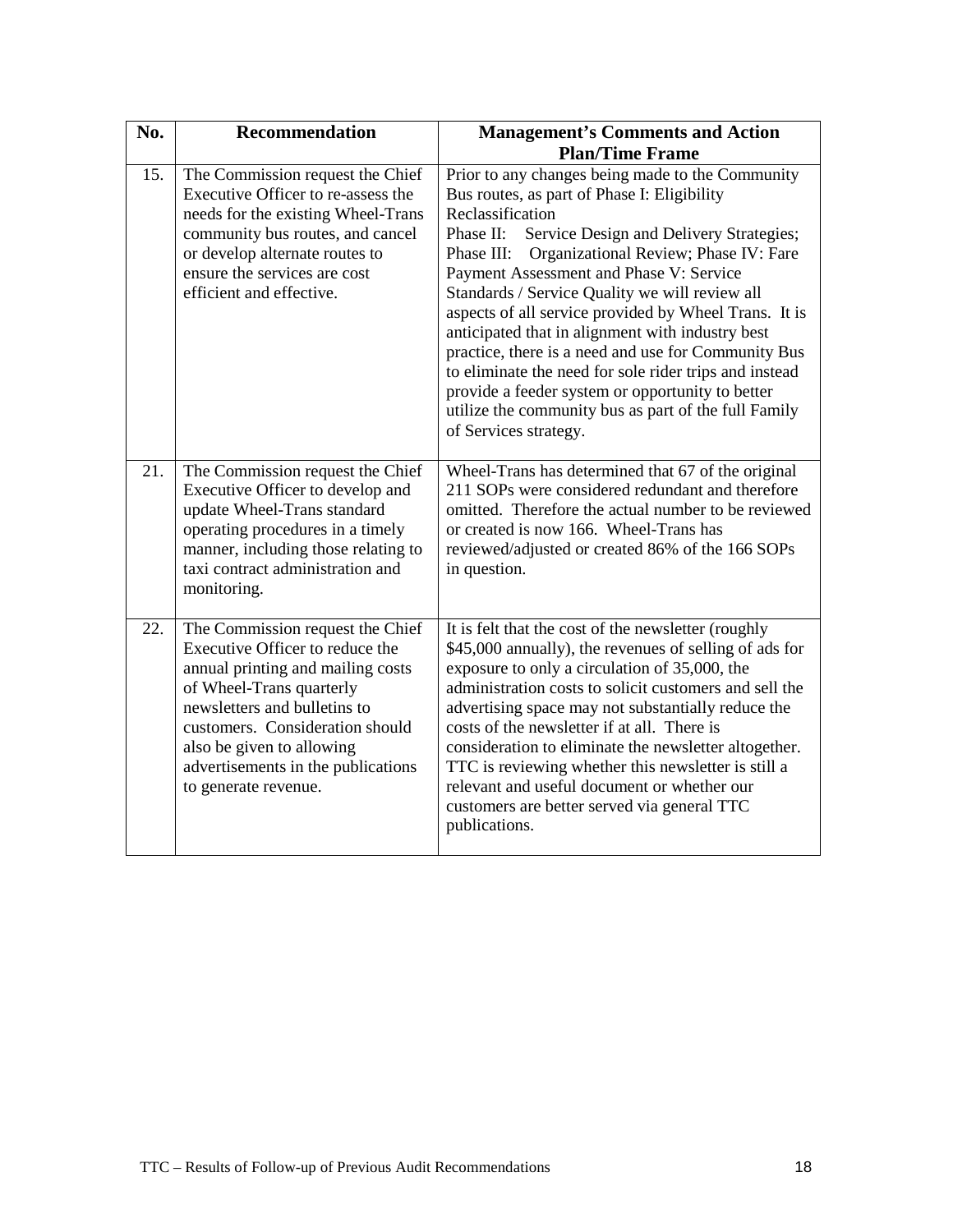| No. | Recommendation | Management's Comments and Action Plan/Time Frame |
|---|---|---|
| 15. | The Commission request the Chief Executive Officer to re-assess the needs for the existing Wheel-Trans community bus routes, and cancel or develop alternate routes to ensure the services are cost efficient and effective. | Prior to any changes being made to the Community Bus routes, as part of Phase I: Eligibility Reclassification Phase II: Service Design and Delivery Strategies; Phase III: Organizational Review; Phase IV: Fare Payment Assessment and Phase V: Service Standards / Service Quality we will review all aspects of all service provided by Wheel Trans. It is anticipated that in alignment with industry best practice, there is a need and use for Community Bus to eliminate the need for sole rider trips and instead provide a feeder system or opportunity to better utilize the community bus as part of the full Family of Services strategy. |
| 21. | The Commission request the Chief Executive Officer to develop and update Wheel-Trans standard operating procedures in a timely manner, including those relating to taxi contract administration and monitoring. | Wheel-Trans has determined that 67 of the original 211 SOPs were considered redundant and therefore omitted. Therefore the actual number to be reviewed or created is now 166. Wheel-Trans has reviewed/adjusted or created 86% of the 166 SOPs in question. |
| 22. | The Commission request the Chief Executive Officer to reduce the annual printing and mailing costs of Wheel-Trans quarterly newsletters and bulletins to customers. Consideration should also be given to allowing advertisements in the publications to generate revenue. | It is felt that the cost of the newsletter (roughly $45,000 annually), the revenues of selling of ads for exposure to only a circulation of 35,000, the administration costs to solicit customers and sell the advertising space may not substantially reduce the costs of the newsletter if at all. There is consideration to eliminate the newsletter altogether. TTC is reviewing whether this newsletter is still a relevant and useful document or whether our customers are better served via general TTC publications. |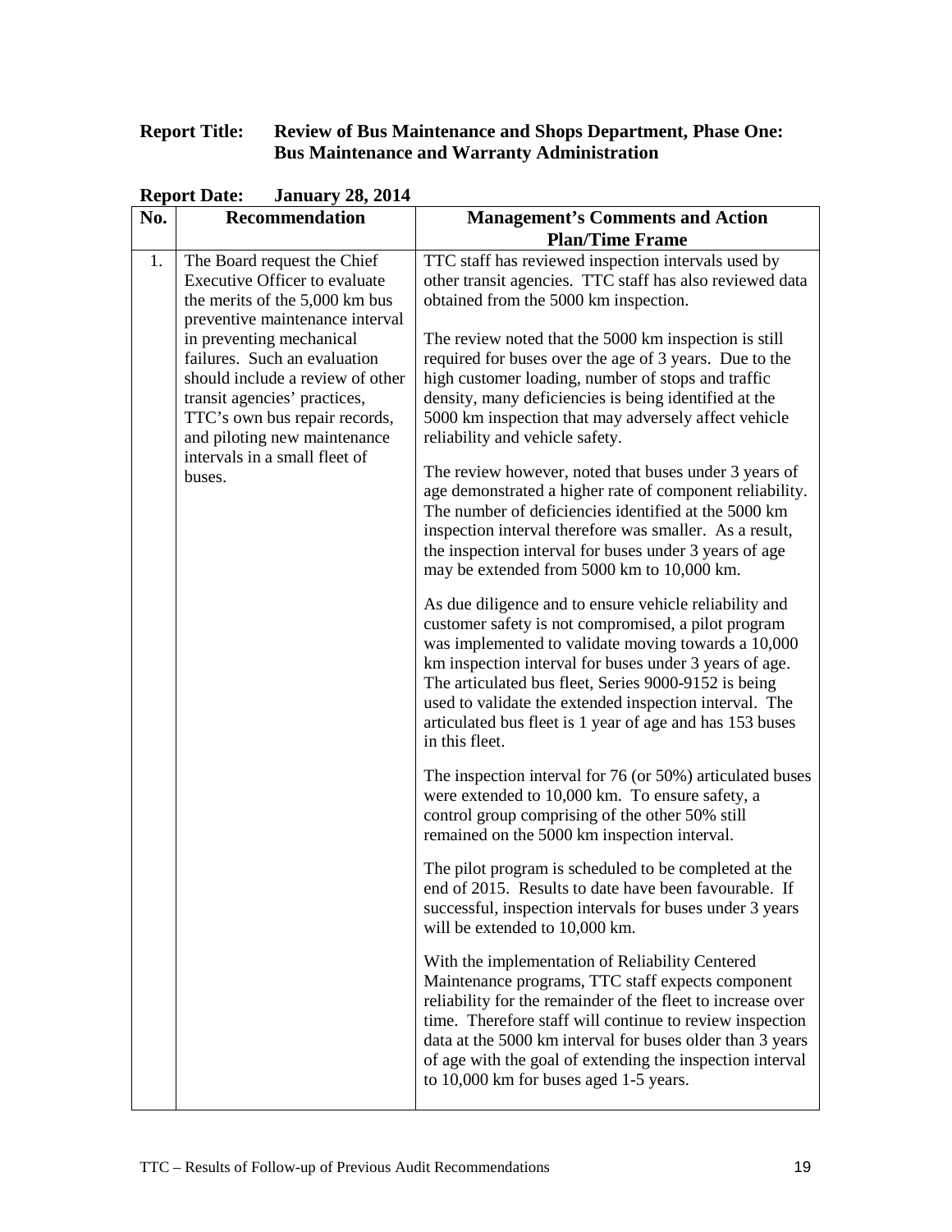**Report Title: Review of Bus Maintenance and Shops Department, Phase One: Bus Maintenance and Warranty Administration**

**Report Date: January 28, 2014**

| No. | Recommendation | Management's Comments and Action Plan/Time Frame |
|---|---|---|
| 1. | The Board request the Chief Executive Officer to evaluate the merits of the 5,000 km bus preventive maintenance interval in preventing mechanical failures. Such an evaluation should include a review of other transit agencies' practices, TTC's own bus repair records, and piloting new maintenance intervals in a small fleet of buses. | TTC staff has reviewed inspection intervals used by other transit agencies. TTC staff has also reviewed data obtained from the 5000 km inspection.<br><br>The review noted that the 5000 km inspection is still required for buses over the age of 3 years. Due to the high customer loading, number of stops and traffic density, many deficiencies is being identified at the 5000 km inspection that may adversely affect vehicle reliability and vehicle safety.<br><br>The review however, noted that buses under 3 years of age demonstrated a higher rate of component reliability. The number of deficiencies identified at the 5000 km inspection interval therefore was smaller. As a result, the inspection interval for buses under 3 years of age may be extended from 5000 km to 10,000 km.<br><br>As due diligence and to ensure vehicle reliability and customer safety is not compromised, a pilot program was implemented to validate moving towards a 10,000 km inspection interval for buses under 3 years of age. The articulated bus fleet, Series 9000-9152 is being used to validate the extended inspection interval. The articulated bus fleet is 1 year of age and has 153 buses in this fleet.<br><br>The inspection interval for 76 (or 50%) articulated buses were extended to 10,000 km. To ensure safety, a control group comprising of the other 50% still remained on the 5000 km inspection interval.<br><br>The pilot program is scheduled to be completed at the end of 2015. Results to date have been favourable. If successful, inspection intervals for buses under 3 years will be extended to 10,000 km.<br><br>With the implementation of Reliability Centered Maintenance programs, TTC staff expects component reliability for the remainder of the fleet to increase over time. Therefore staff will continue to review inspection data at the 5000 km interval for buses older than 3 years of age with the goal of extending the inspection interval to 10,000 km for buses aged 1-5 years. |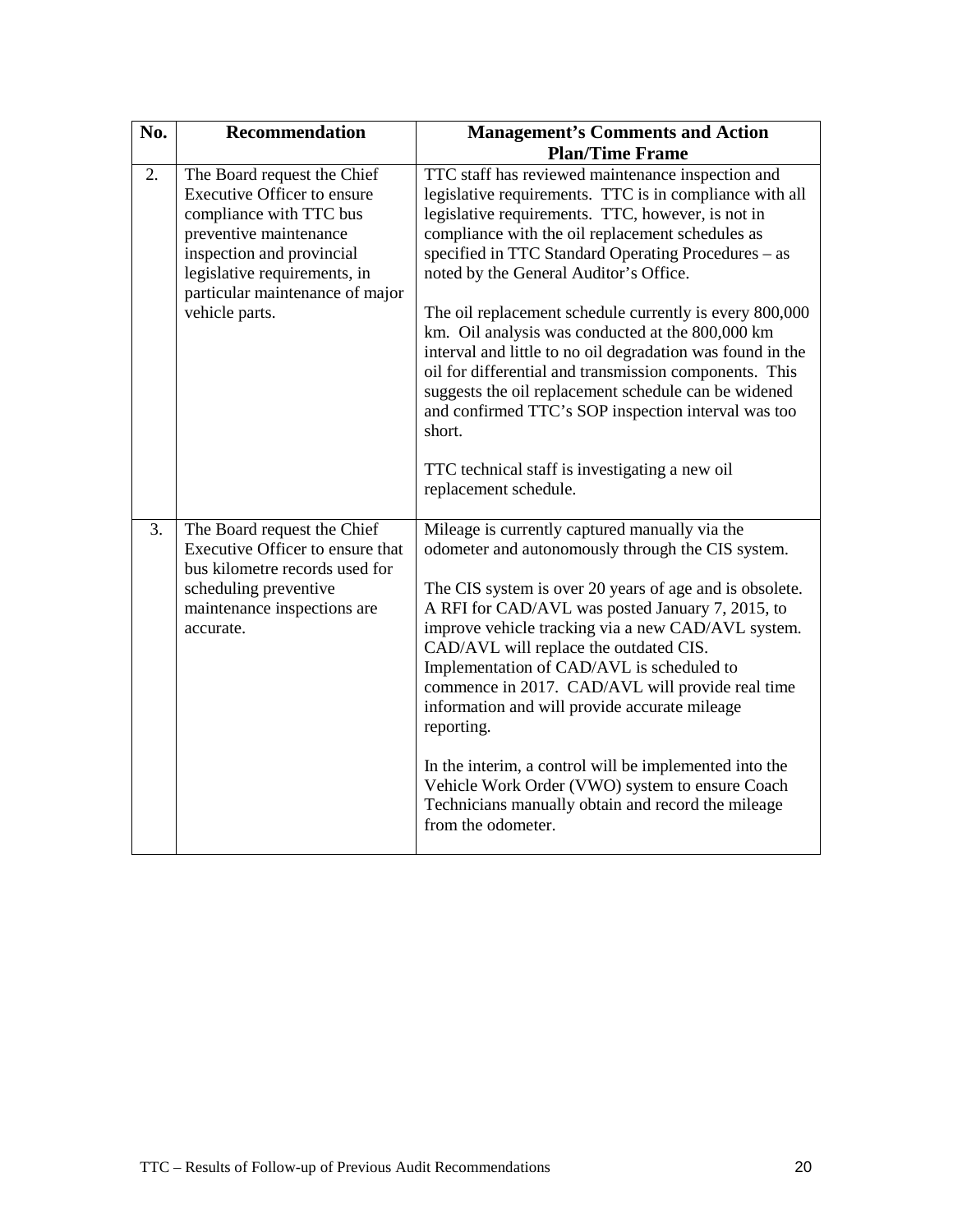| No. | Recommendation | Management's Comments and Action Plan/Time Frame |
|---|---|---|
| 2. | The Board request the Chief Executive Officer to ensure compliance with TTC bus preventive maintenance inspection and provincial legislative requirements, in particular maintenance of major vehicle parts. | TTC staff has reviewed maintenance inspection and legislative requirements. TTC is in compliance with all legislative requirements. TTC, however, is not in compliance with the oil replacement schedules as specified in TTC Standard Operating Procedures – as noted by the General Auditor's Office.<br><br>The oil replacement schedule currently is every 800,000 km. Oil analysis was conducted at the 800,000 km interval and little to no oil degradation was found in the oil for differential and transmission components. This suggests the oil replacement schedule can be widened and confirmed TTC's SOP inspection interval was too short.<br><br>TTC technical staff is investigating a new oil replacement schedule. |
| 3. | The Board request the Chief Executive Officer to ensure that bus kilometre records used for scheduling preventive maintenance inspections are accurate. | Mileage is currently captured manually via the odometer and autonomously through the CIS system.<br><br>The CIS system is over 20 years of age and is obsolete. A RFI for CAD/AVL was posted January 7, 2015, to improve vehicle tracking via a new CAD/AVL system. CAD/AVL will replace the outdated CIS. Implementation of CAD/AVL is scheduled to commence in 2017. CAD/AVL will provide real time information and will provide accurate mileage reporting.<br><br>In the interim, a control will be implemented into the Vehicle Work Order (VWO) system to ensure Coach Technicians manually obtain and record the mileage from the odometer. |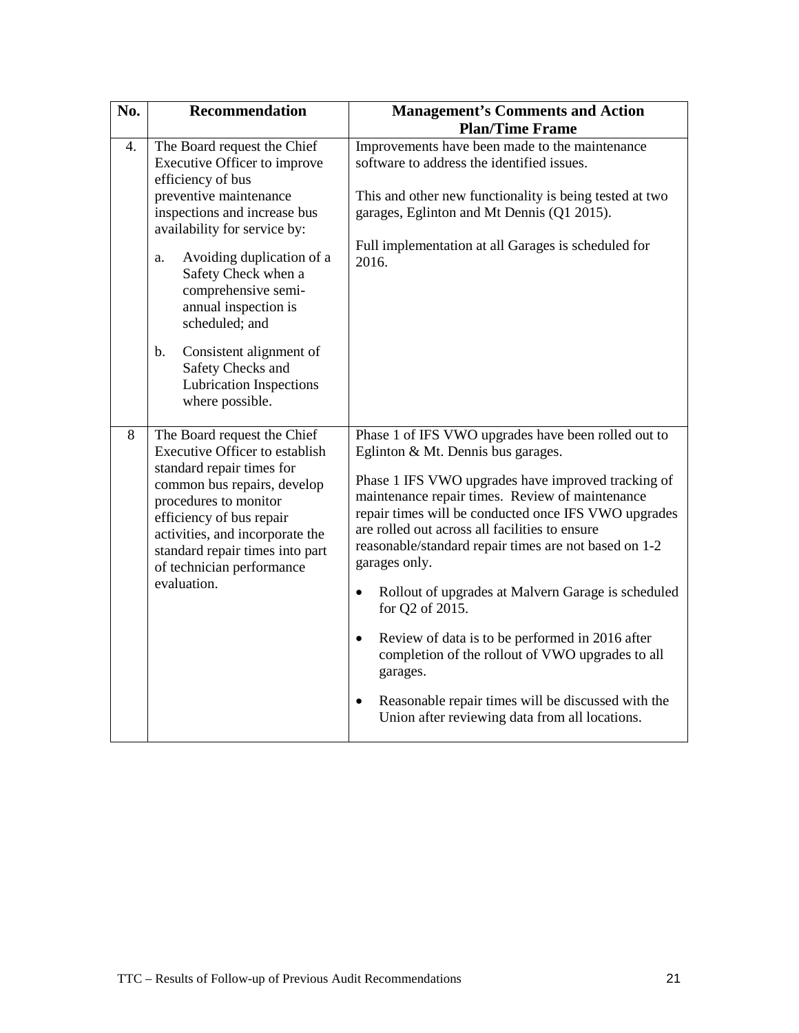| No. | Recommendation | Management's Comments and Action Plan/Time Frame |
|---|---|---|
| 4. | The Board request the Chief Executive Officer to improve efficiency of bus preventive maintenance inspections and increase bus availability for service by:<br><br>a. Avoiding duplication of a Safety Check when a comprehensive semi-annual inspection is scheduled; and<br><br>b. Consistent alignment of Safety Checks and Lubrication Inspections where possible. | Improvements have been made to the maintenance software to address the identified issues.<br><br>This and other new functionality is being tested at two garages, Eglinton and Mt Dennis (Q1 2015).<br><br>Full implementation at all Garages is scheduled for 2016. |
| 8 | The Board request the Chief Executive Officer to establish standard repair times for common bus repairs, develop procedures to monitor efficiency of bus repair activities, and incorporate the standard repair times into part of technician performance evaluation. | Phase 1 of IFS VWO upgrades have been rolled out to Eglinton & Mt. Dennis bus garages.<br><br>Phase 1 IFS VWO upgrades have improved tracking of maintenance repair times. Review of maintenance repair times will be conducted once IFS VWO upgrades are rolled out across all facilities to ensure reasonable/standard repair times are not based on 1-2 garages only.<br><br>• Rollout of upgrades at Malvern Garage is scheduled for Q2 of 2015.<br><br>• Review of data is to be performed in 2016 after completion of the rollout of VWO upgrades to all garages.<br><br>• Reasonable repair times will be discussed with the Union after reviewing data from all locations. |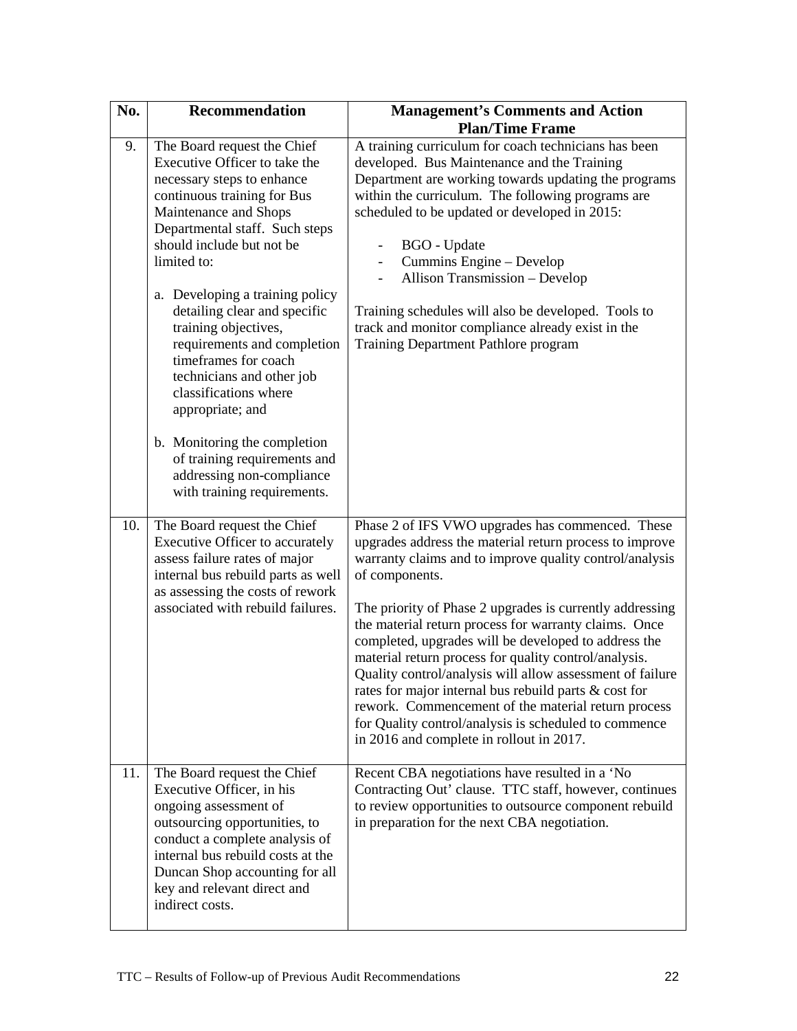| No. | Recommendation | Management's Comments and Action Plan/Time Frame |
|---|---|---|
| 9. | The Board request the Chief Executive Officer to take the necessary steps to enhance continuous training for Bus Maintenance and Shops Departmental staff. Such steps should include but not be limited to:<br><br>a. Developing a training policy detailing clear and specific training objectives, requirements and completion timeframes for coach technicians and other job classifications where appropriate; and<br><br>b. Monitoring the completion of training requirements and addressing non-compliance with training requirements. | A training curriculum for coach technicians has been developed. Bus Maintenance and the Training Department are working towards updating the programs within the curriculum. The following programs are scheduled to be updated or developed in 2015:<br><br>- BGO - Update<br>- Cummins Engine – Develop<br>- Allison Transmission – Develop<br><br>Training schedules will also be developed. Tools to track and monitor compliance already exist in the Training Department Pathlore program |
| 10. | The Board request the Chief Executive Officer to accurately assess failure rates of major internal bus rebuild parts as well as assessing the costs of rework associated with rebuild failures. | Phase 2 of IFS VWO upgrades has commenced. These upgrades address the material return process to improve warranty claims and to improve quality control/analysis of components.<br><br>The priority of Phase 2 upgrades is currently addressing the material return process for warranty claims. Once completed, upgrades will be developed to address the material return process for quality control/analysis. Quality control/analysis will allow assessment of failure rates for major internal bus rebuild parts & cost for rework. Commencement of the material return process for Quality control/analysis is scheduled to commence in 2016 and complete in rollout in 2017. |
| 11. | The Board request the Chief Executive Officer, in his ongoing assessment of outsourcing opportunities, to conduct a complete analysis of internal bus rebuild costs at the Duncan Shop accounting for all key and relevant direct and indirect costs. | Recent CBA negotiations have resulted in a 'No Contracting Out' clause. TTC staff, however, continues to review opportunities to outsource component rebuild in preparation for the next CBA negotiation. |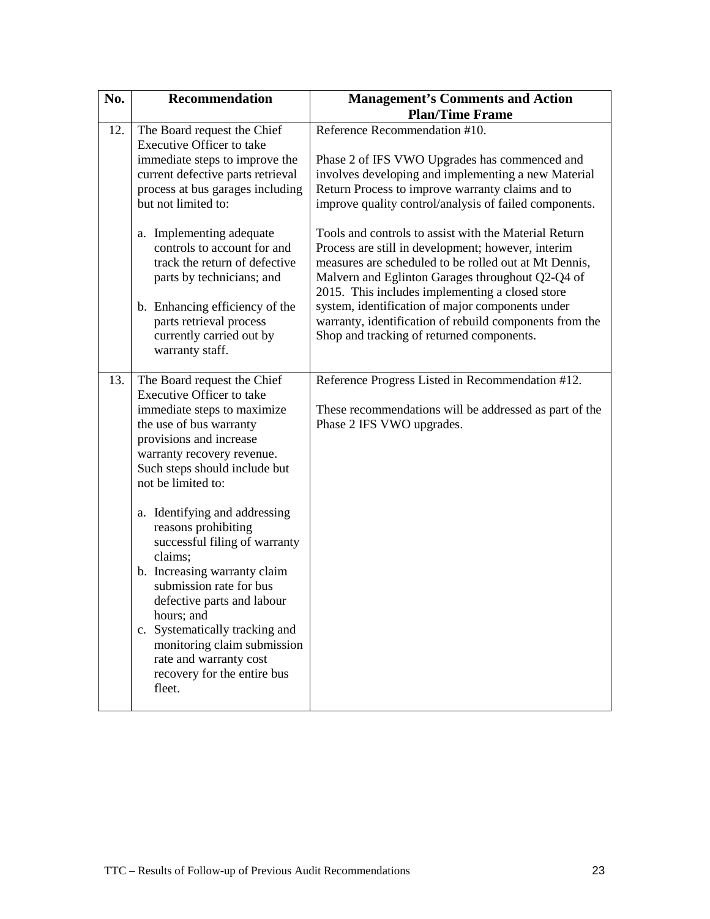| No. | Recommendation | Management's Comments and Action Plan/Time Frame |
|---|---|---|
| 12. | The Board request the Chief Executive Officer to take immediate steps to improve the current defective parts retrieval process at bus garages including but not limited to:<br><br>a. Implementing adequate controls to account for and track the return of defective parts by technicians; and<br><br>b. Enhancing efficiency of the parts retrieval process currently carried out by warranty staff. | Reference Recommendation #10.<br><br>Phase 2 of IFS VWO Upgrades has commenced and involves developing and implementing a new Material Return Process to improve warranty claims and to improve quality control/analysis of failed components.<br><br>Tools and controls to assist with the Material Return Process are still in development; however, interim measures are scheduled to be rolled out at Mt Dennis, Malvern and Eglinton Garages throughout Q2-Q4 of 2015. This includes implementing a closed store system, identification of major components under warranty, identification of rebuild components from the Shop and tracking of returned components. |
| 13. | The Board request the Chief Executive Officer to take immediate steps to maximize the use of bus warranty provisions and increase warranty recovery revenue. Such steps should include but not be limited to:<br><br>a. Identifying and addressing reasons prohibiting successful filing of warranty claims;<br>b. Increasing warranty claim submission rate for bus defective parts and labour hours; and<br>c. Systematically tracking and monitoring claim submission rate and warranty cost recovery for the entire bus fleet. | Reference Progress Listed in Recommendation #12.<br><br>These recommendations will be addressed as part of the Phase 2 IFS VWO upgrades. |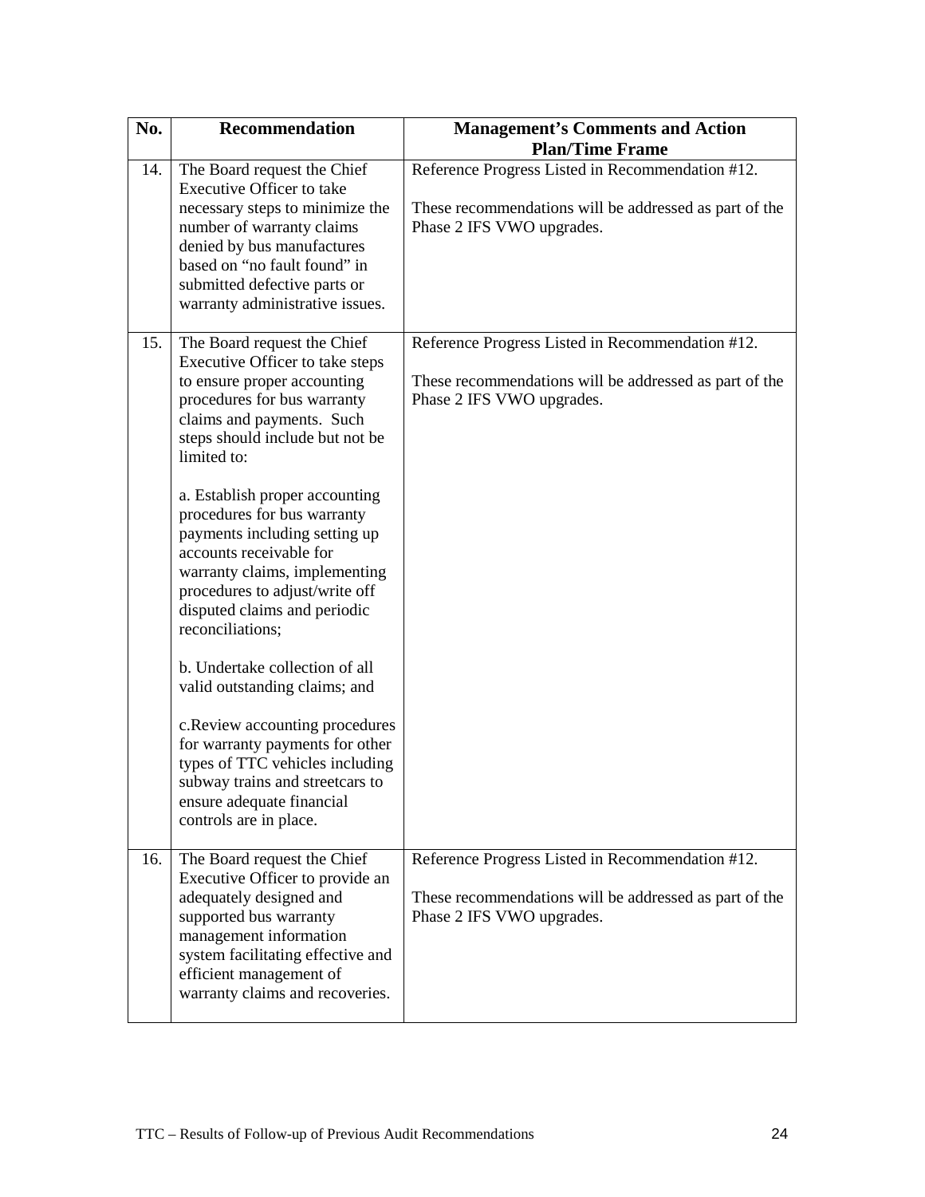| No. | Recommendation | Management's Comments and Action Plan/Time Frame |
|---|---|---|
| 14. | The Board request the Chief Executive Officer to take necessary steps to minimize the number of warranty claims denied by bus manufactures based on "no fault found" in submitted defective parts or warranty administrative issues. | Reference Progress Listed in Recommendation #12.<br><br>These recommendations will be addressed as part of the Phase 2 IFS VWO upgrades. |
| 15. | The Board request the Chief Executive Officer to take steps to ensure proper accounting procedures for bus warranty claims and payments. Such steps should include but not be limited to:<br><br>a. Establish proper accounting procedures for bus warranty payments including setting up accounts receivable for warranty claims, implementing procedures to adjust/write off disputed claims and periodic reconciliations;<br><br>b. Undertake collection of all valid outstanding claims; and<br><br>c.Review accounting procedures for warranty payments for other types of TTC vehicles including subway trains and streetcars to ensure adequate financial controls are in place. | Reference Progress Listed in Recommendation #12.<br><br>These recommendations will be addressed as part of the Phase 2 IFS VWO upgrades. |
| 16. | The Board request the Chief Executive Officer to provide an adequately designed and supported bus warranty management information system facilitating effective and efficient management of warranty claims and recoveries. | Reference Progress Listed in Recommendation #12.<br><br>These recommendations will be addressed as part of the Phase 2 IFS VWO upgrades. |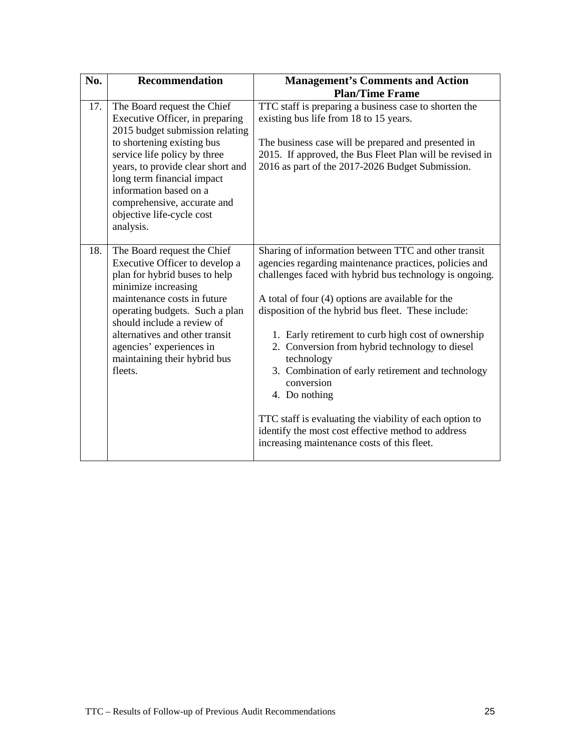| No. | Recommendation | Management's Comments and Action Plan/Time Frame |
|---|---|---|
| 17. | The Board request the Chief Executive Officer, in preparing 2015 budget submission relating to shortening existing bus service life policy by three years, to provide clear short and long term financial impact information based on a comprehensive, accurate and objective life-cycle cost analysis. | TTC staff is preparing a business case to shorten the existing bus life from 18 to 15 years.<br><br>The business case will be prepared and presented in 2015. If approved, the Bus Fleet Plan will be revised in 2016 as part of the 2017-2026 Budget Submission. |
| 18. | The Board request the Chief Executive Officer to develop a plan for hybrid buses to help minimize increasing maintenance costs in future operating budgets. Such a plan should include a review of alternatives and other transit agencies' experiences in maintaining their hybrid bus fleets. | Sharing of information between TTC and other transit agencies regarding maintenance practices, policies and challenges faced with hybrid bus technology is ongoing.<br><br>A total of four (4) options are available for the disposition of the hybrid bus fleet. These include:<br><br>1. Early retirement to curb high cost of ownership<br>2. Conversion from hybrid technology to diesel technology<br>3. Combination of early retirement and technology conversion<br>4. Do nothing<br><br>TTC staff is evaluating the viability of each option to identify the most cost effective method to address increasing maintenance costs of this fleet. |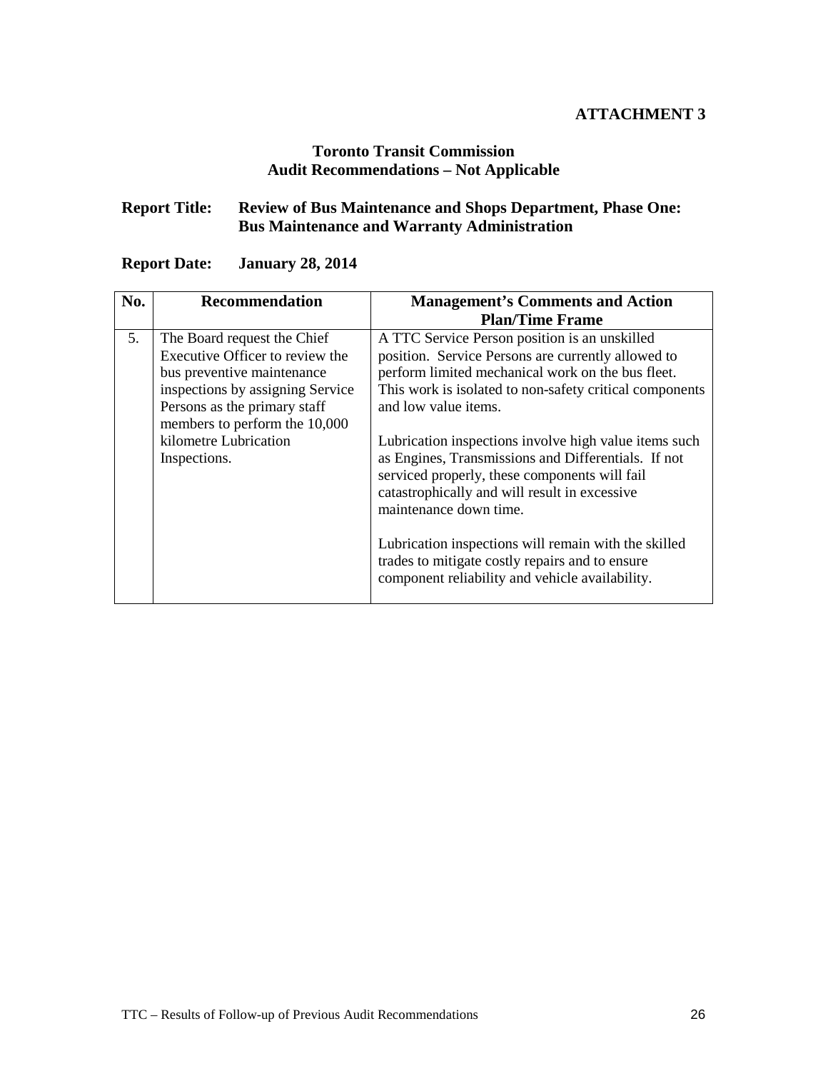**ATTACHMENT 3**

**Toronto Transit Commission**
**Audit Recommendations – Not Applicable**

**Report Title: Review of Bus Maintenance and Shops Department, Phase One: Bus Maintenance and Warranty Administration**

**Report Date: January 28, 2014**

| No. | Recommendation | Management's Comments and Action Plan/Time Frame |
|---|---|---|
| 5. | The Board request the Chief Executive Officer to review the bus preventive maintenance inspections by assigning Service Persons as the primary staff members to perform the 10,000 kilometre Lubrication Inspections. | A TTC Service Person position is an unskilled position. Service Persons are currently allowed to perform limited mechanical work on the bus fleet. This work is isolated to non-safety critical components and low value items.<br><br>Lubrication inspections involve high value items such as Engines, Transmissions and Differentials. If not serviced properly, these components will fail catastrophically and will result in excessive maintenance down time.<br><br>Lubrication inspections will remain with the skilled trades to mitigate costly repairs and to ensure component reliability and vehicle availability. |